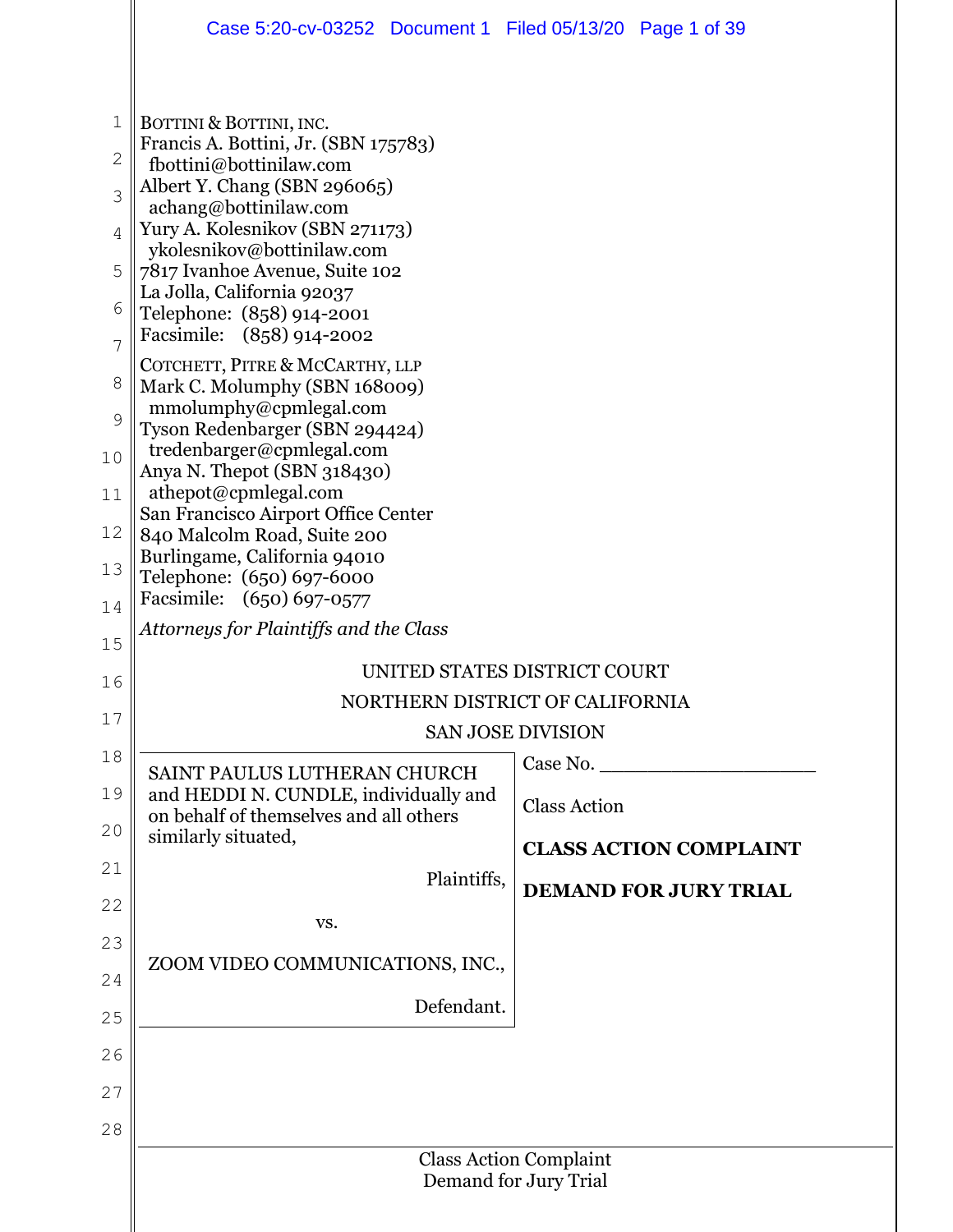BOTTINI & BOTTINI, INC.
Francis A. Bottini, Jr. (SBN 175783)
fbottini@bottinilaw.com
Albert Y. Chang (SBN 296065)
achang@bottinilaw.com
Yury A. Kolesnikov (SBN 271173)
ykolesnikov@bottinilaw.com
7817 Ivanhoe Avenue, Suite 102
La Jolla, California 92037
Telephone: (858) 914-2001
Facsimile: (858) 914-2002

COTCHETT, PITRE & MCCARTHY, LLP
Mark C. Molumphy (SBN 168009)
mmolumphy@cpmlegal.com
Tyson Redenbarger (SBN 294424)
tredenbarger@cpmlegal.com
Anya N. Thepot (SBN 318430)
athepot@cpmlegal.com
San Francisco Airport Office Center
840 Malcolm Road, Suite 200
Burlingame, California 94010
Telephone: (650) 697-6000
Facsimile: (650) 697-0577

*Attorneys for Plaintiffs and the Class*

UNITED STATES DISTRICT COURT
NORTHERN DISTRICT OF CALIFORNIA
SAN JOSE DIVISION

| | |
|---|---|
| SAINT PAULUS LUTHERAN CHURCH and HEDDI N. CUNDLE, individually and on behalf of themselves and all others similarly situated,<br><br>Plaintiffs,<br><br>vs.<br><br>ZOOM VIDEO COMMUNICATIONS, INC.,<br><br>Defendant. | Case No. ___________________<br><br>Class Action<br><br>**CLASS ACTION COMPLAINT**<br><br>**DEMAND FOR JURY TRIAL** |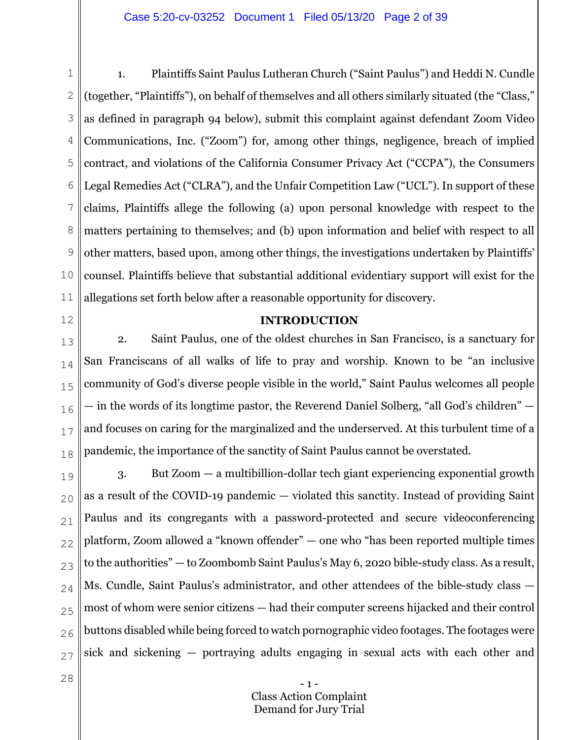1. Plaintiffs Saint Paulus Lutheran Church ("Saint Paulus") and Heddi N. Cundle (together, "Plaintiffs"), on behalf of themselves and all others similarly situated (the "Class," as defined in paragraph 94 below), submit this complaint against defendant Zoom Video Communications, Inc. ("Zoom") for, among other things, negligence, breach of implied contract, and violations of the California Consumer Privacy Act ("CCPA"), the Consumers Legal Remedies Act ("CLRA"), and the Unfair Competition Law ("UCL"). In support of these claims, Plaintiffs allege the following (a) upon personal knowledge with respect to the matters pertaining to themselves; and (b) upon information and belief with respect to all other matters, based upon, among other things, the investigations undertaken by Plaintiffs' counsel. Plaintiffs believe that substantial additional evidentiary support will exist for the allegations set forth below after a reasonable opportunity for discovery.

## INTRODUCTION

2. Saint Paulus, one of the oldest churches in San Francisco, is a sanctuary for San Franciscans of all walks of life to pray and worship. Known to be "an inclusive community of God's diverse people visible in the world," Saint Paulus welcomes all people — in the words of its longtime pastor, the Reverend Daniel Solberg, "all God's children" — and focuses on caring for the marginalized and the underserved. At this turbulent time of a pandemic, the importance of the sanctity of Saint Paulus cannot be overstated.

3. But Zoom — a multibillion-dollar tech giant experiencing exponential growth as a result of the COVID-19 pandemic — violated this sanctity. Instead of providing Saint Paulus and its congregants with a password-protected and secure videoconferencing platform, Zoom allowed a "known offender" — one who "has been reported multiple times to the authorities" — to Zoombomb Saint Paulus's May 6, 2020 bible-study class. As a result, Ms. Cundle, Saint Paulus's administrator, and other attendees of the bible-study class — most of whom were senior citizens — had their computer screens hijacked and their control buttons disabled while being forced to watch pornographic video footages. The footages were sick and sickening — portraying adults engaging in sexual acts with each other and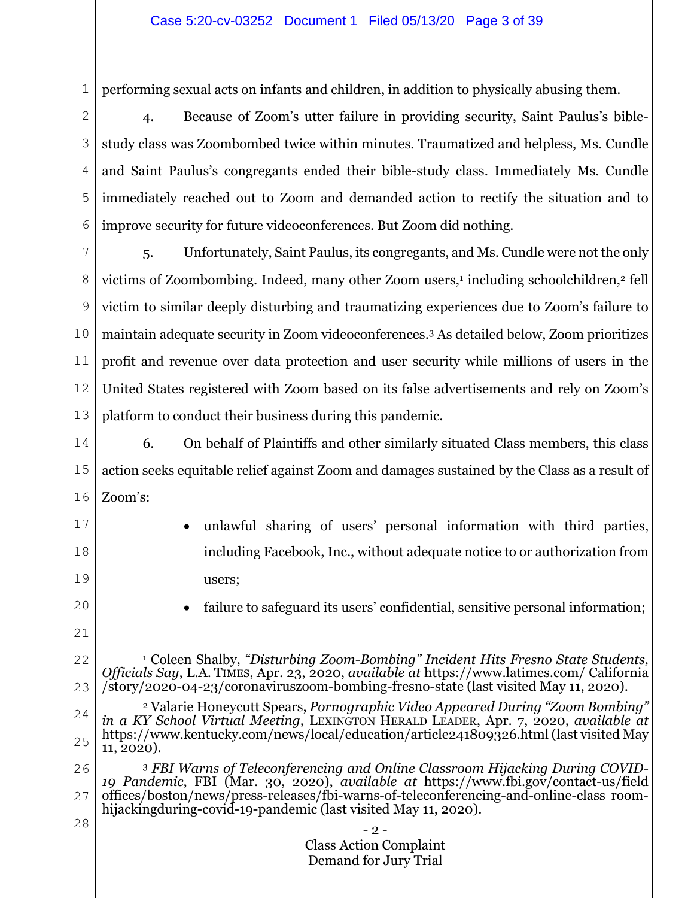performing sexual acts on infants and children, in addition to physically abusing them.

4. Because of Zoom's utter failure in providing security, Saint Paulus's bible-study class was Zoombombed twice within minutes. Traumatized and helpless, Ms. Cundle and Saint Paulus's congregants ended their bible-study class. Immediately Ms. Cundle immediately reached out to Zoom and demanded action to rectify the situation and to improve security for future videoconferences. But Zoom did nothing.

5. Unfortunately, Saint Paulus, its congregants, and Ms. Cundle were not the only victims of Zoombombing. Indeed, many other Zoom users,[1] including schoolchildren,[2] fell victim to similar deeply disturbing and traumatizing experiences due to Zoom's failure to maintain adequate security in Zoom videoconferences.[3] As detailed below, Zoom prioritizes profit and revenue over data protection and user security while millions of users in the United States registered with Zoom based on its false advertisements and rely on Zoom's platform to conduct their business during this pandemic.

6. On behalf of Plaintiffs and other similarly situated Class members, this class action seeks equitable relief against Zoom and damages sustained by the Class as a result of Zoom's:

- unlawful sharing of users' personal information with third parties, including Facebook, Inc., without adequate notice to or authorization from users;
- failure to safeguard its users' confidential, sensitive personal information;

---

[1] Coleen Shalby, *"Disturbing Zoom-Bombing" Incident Hits Fresno State Students, Officials Say*, L.A. TIMES, Apr. 23, 2020, *available at* https://www.latimes.com/ California /story/2020-04-23/coronaviruszoom-bombing-fresno-state (last visited May 11, 2020).

[2] Valarie Honeycutt Spears, *Pornographic Video Appeared During "Zoom Bombing" in a KY School Virtual Meeting*, LEXINGTON HERALD LEADER, Apr. 7, 2020, *available at* https://www.kentucky.com/news/local/education/article241809326.html (last visited May 11, 2020).

[3] *FBI Warns of Teleconferencing and Online Classroom Hijacking During COVID-19 Pandemic*, FBI (Mar. 30, 2020), *available at* https://www.fbi.gov/contact-us/field offices/boston/news/press-releases/fbi-warns-of-teleconferencing-and-online-class room-hijackingduring-covid-19-pandemic (last visited May 11, 2020).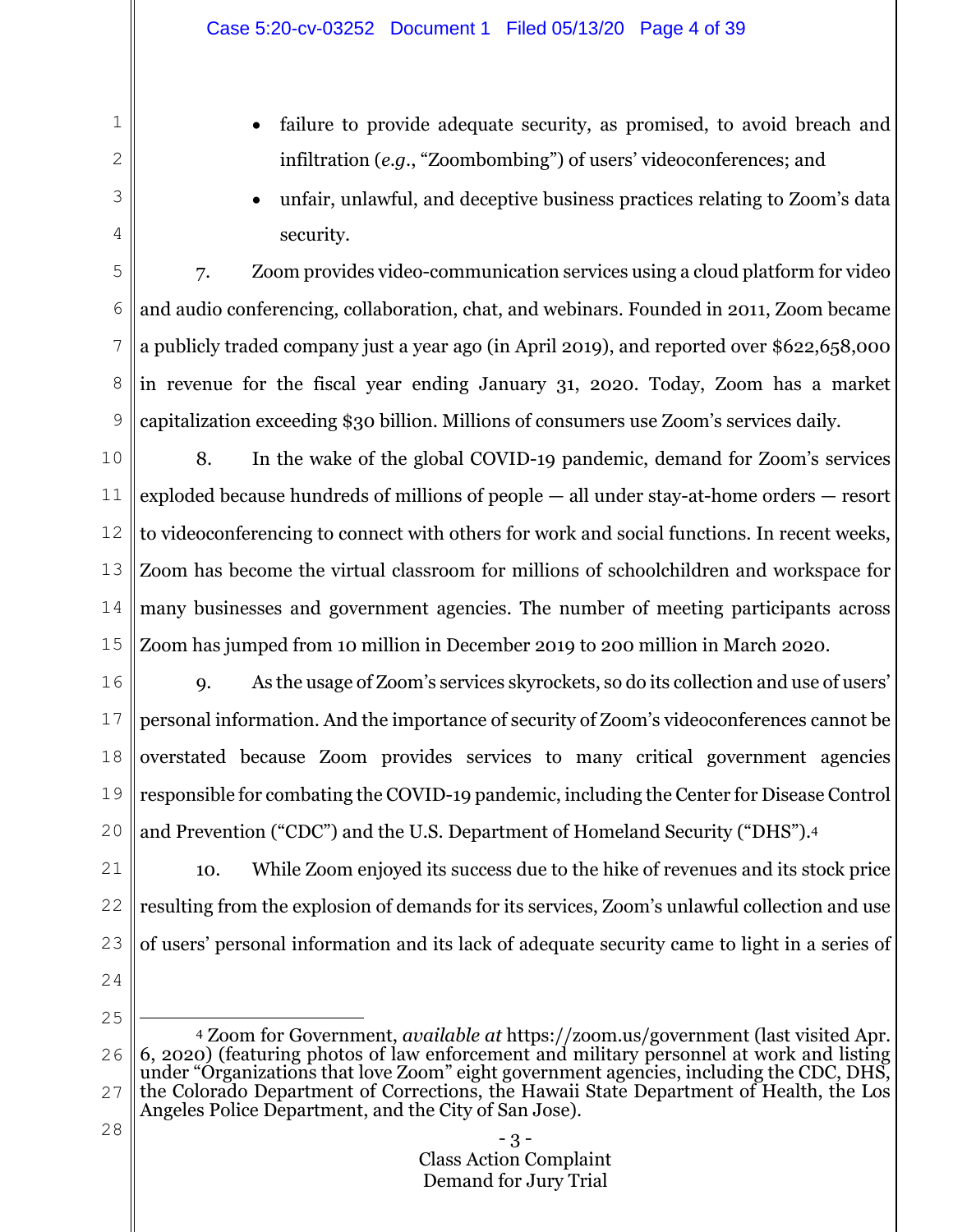- failure to provide adequate security, as promised, to avoid breach and infiltration (*e.g.*, "Zoombombing") of users' videoconferences; and
- unfair, unlawful, and deceptive business practices relating to Zoom's data security.

7. Zoom provides video-communication services using a cloud platform for video and audio conferencing, collaboration, chat, and webinars. Founded in 2011, Zoom became a publicly traded company just a year ago (in April 2019), and reported over $622,658,000 in revenue for the fiscal year ending January 31, 2020. Today, Zoom has a market capitalization exceeding $30 billion. Millions of consumers use Zoom's services daily.

8. In the wake of the global COVID-19 pandemic, demand for Zoom's services exploded because hundreds of millions of people — all under stay-at-home orders — resort to videoconferencing to connect with others for work and social functions. In recent weeks, Zoom has become the virtual classroom for millions of schoolchildren and workspace for many businesses and government agencies. The number of meeting participants across Zoom has jumped from 10 million in December 2019 to 200 million in March 2020.

9. As the usage of Zoom's services skyrockets, so do its collection and use of users' personal information. And the importance of security of Zoom's videoconferences cannot be overstated because Zoom provides services to many critical government agencies responsible for combating the COVID-19 pandemic, including the Center for Disease Control and Prevention ("CDC") and the U.S. Department of Homeland Security ("DHS").[4]

10. While Zoom enjoyed its success due to the hike of revenues and its stock price resulting from the explosion of demands for its services, Zoom's unlawful collection and use of users' personal information and its lack of adequate security came to light in a series of

---

[4] Zoom for Government, *available at* https://zoom.us/government (last visited Apr. 6, 2020) (featuring photos of law enforcement and military personnel at work and listing under "Organizations that love Zoom" eight government agencies, including the CDC, DHS, the Colorado Department of Corrections, the Hawaii State Department of Health, the Los Angeles Police Department, and the City of San Jose).

Class Action Complaint
Demand for Jury Trial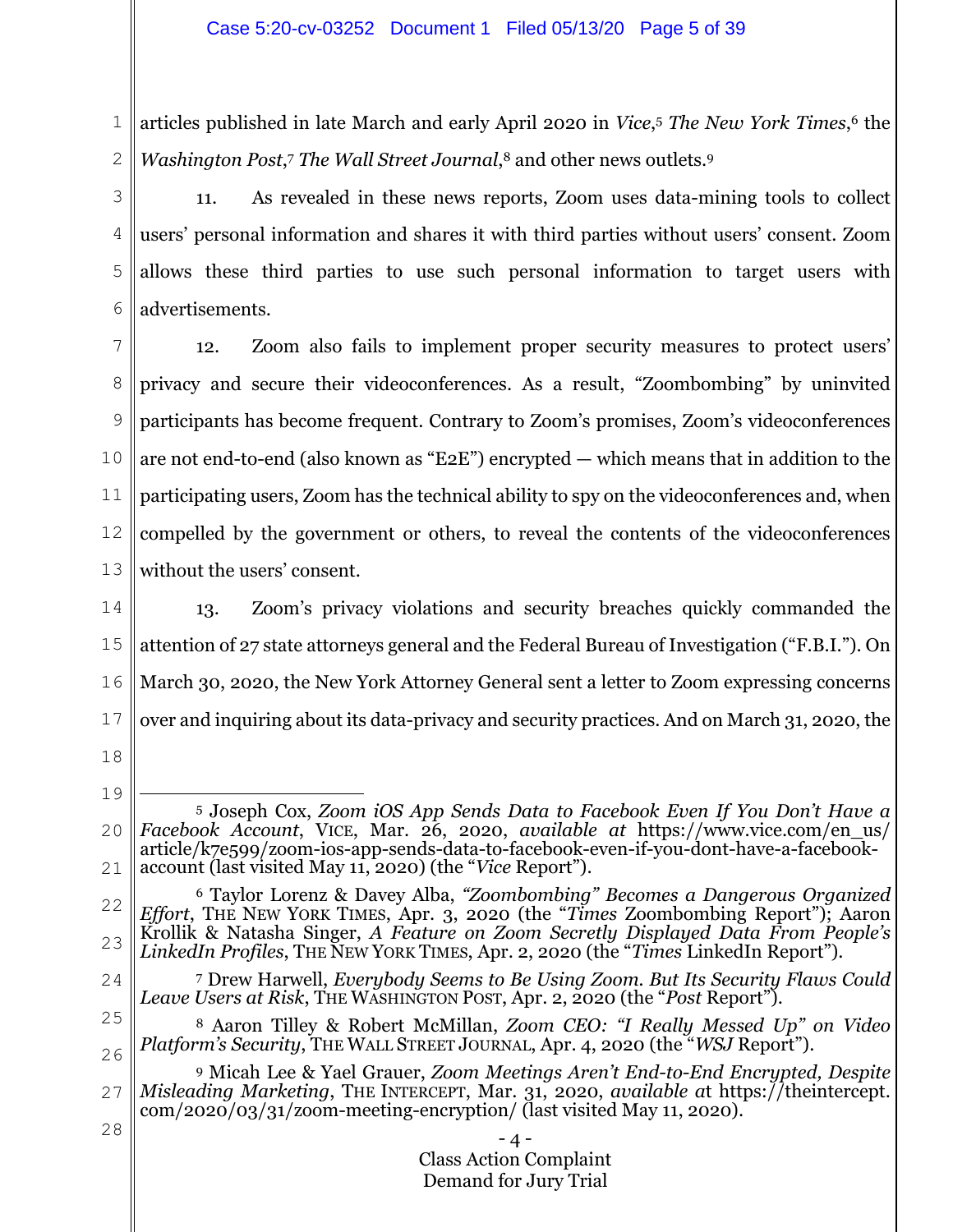articles published in late March and early April 2020 in *Vice*,[5] *The New York Times*,[6] the *Washington Post*,[7] *The Wall Street Journal*,[8] and other news outlets.[9]

11. As revealed in these news reports, Zoom uses data-mining tools to collect users' personal information and shares it with third parties without users' consent. Zoom allows these third parties to use such personal information to target users with advertisements.

12. Zoom also fails to implement proper security measures to protect users' privacy and secure their videoconferences. As a result, "Zoombombing" by uninvited participants has become frequent. Contrary to Zoom's promises, Zoom's videoconferences are not end-to-end (also known as "E2E") encrypted — which means that in addition to the participating users, Zoom has the technical ability to spy on the videoconferences and, when compelled by the government or others, to reveal the contents of the videoconferences without the users' consent.

13. Zoom's privacy violations and security breaches quickly commanded the attention of 27 state attorneys general and the Federal Bureau of Investigation ("F.B.I."). On March 30, 2020, the New York Attorney General sent a letter to Zoom expressing concerns over and inquiring about its data-privacy and security practices. And on March 31, 2020, the

---

[5] Joseph Cox, *Zoom iOS App Sends Data to Facebook Even If You Don't Have a Facebook Account*, VICE, Mar. 26, 2020, *available at* https://www.vice.com/en_us/article/k7e599/zoom-ios-app-sends-data-to-facebook-even-if-you-dont-have-a-facebook-account (last visited May 11, 2020) (the "*Vice* Report").

[6] Taylor Lorenz & Davey Alba, *"Zoombombing" Becomes a Dangerous Organized Effort*, THE NEW YORK TIMES, Apr. 3, 2020 (the "*Times* Zoombombing Report"); Aaron Krollik & Natasha Singer, *A Feature on Zoom Secretly Displayed Data From People's LinkedIn Profiles*, THE NEW YORK TIMES, Apr. 2, 2020 (the "*Times* LinkedIn Report").

[7] Drew Harwell, *Everybody Seems to Be Using Zoom. But Its Security Flaws Could Leave Users at Risk*, THE WASHINGTON POST, Apr. 2, 2020 (the "*Post* Report").

[8] Aaron Tilley & Robert McMillan, *Zoom CEO: "I Really Messed Up" on Video Platform's Security*, THE WALL STREET JOURNAL, Apr. 4, 2020 (the "*WSJ* Report").

[9] Micah Lee & Yael Grauer, *Zoom Meetings Aren't End-to-End Encrypted, Despite Misleading Marketing*, THE INTERCEPT, Mar. 31, 2020, *available at* https://theintercept.com/2020/03/31/zoom-meeting-encryption/ (last visited May 11, 2020).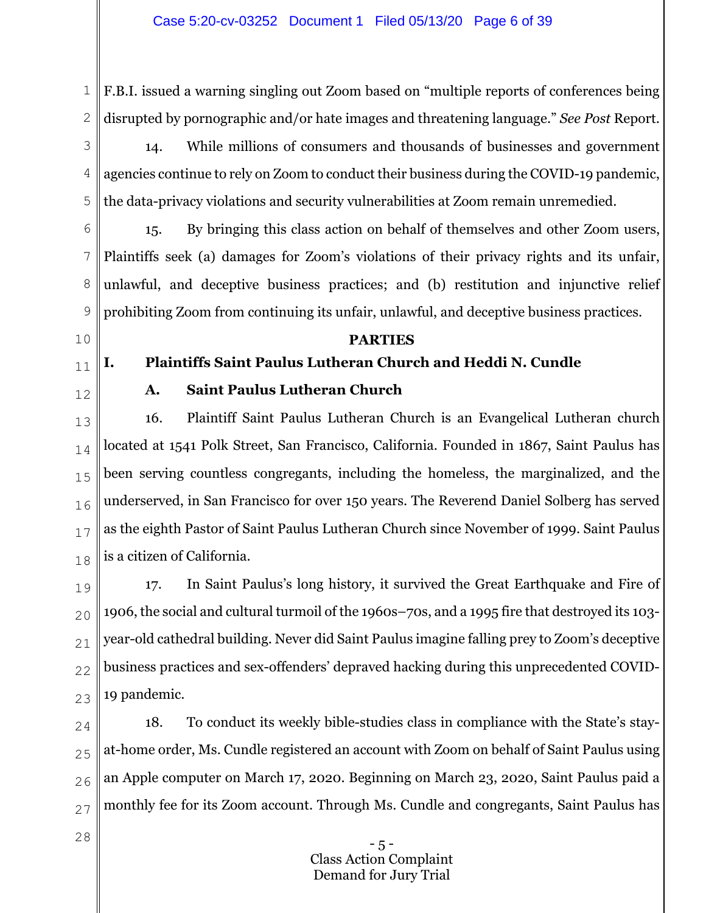F.B.I. issued a warning singling out Zoom based on "multiple reports of conferences being disrupted by pornographic and/or hate images and threatening language." *See Post* Report.

14. While millions of consumers and thousands of businesses and government agencies continue to rely on Zoom to conduct their business during the COVID-19 pandemic, the data-privacy violations and security vulnerabilities at Zoom remain unremedied.

15. By bringing this class action on behalf of themselves and other Zoom users, Plaintiffs seek (a) damages for Zoom's violations of their privacy rights and its unfair, unlawful, and deceptive business practices; and (b) restitution and injunctive relief prohibiting Zoom from continuing its unfair, unlawful, and deceptive business practices.

## PARTIES

### I. Plaintiffs Saint Paulus Lutheran Church and Heddi N. Cundle

#### A. Saint Paulus Lutheran Church

16. Plaintiff Saint Paulus Lutheran Church is an Evangelical Lutheran church located at 1541 Polk Street, San Francisco, California. Founded in 1867, Saint Paulus has been serving countless congregants, including the homeless, the marginalized, and the underserved, in San Francisco for over 150 years. The Reverend Daniel Solberg has served as the eighth Pastor of Saint Paulus Lutheran Church since November of 1999. Saint Paulus is a citizen of California.

17. In Saint Paulus's long history, it survived the Great Earthquake and Fire of 1906, the social and cultural turmoil of the 1960s–70s, and a 1995 fire that destroyed its 103-year-old cathedral building. Never did Saint Paulus imagine falling prey to Zoom's deceptive business practices and sex-offenders' depraved hacking during this unprecedented COVID-19 pandemic.

18. To conduct its weekly bible-studies class in compliance with the State's stay-at-home order, Ms. Cundle registered an account with Zoom on behalf of Saint Paulus using an Apple computer on March 17, 2020. Beginning on March 23, 2020, Saint Paulus paid a monthly fee for its Zoom account. Through Ms. Cundle and congregants, Saint Paulus has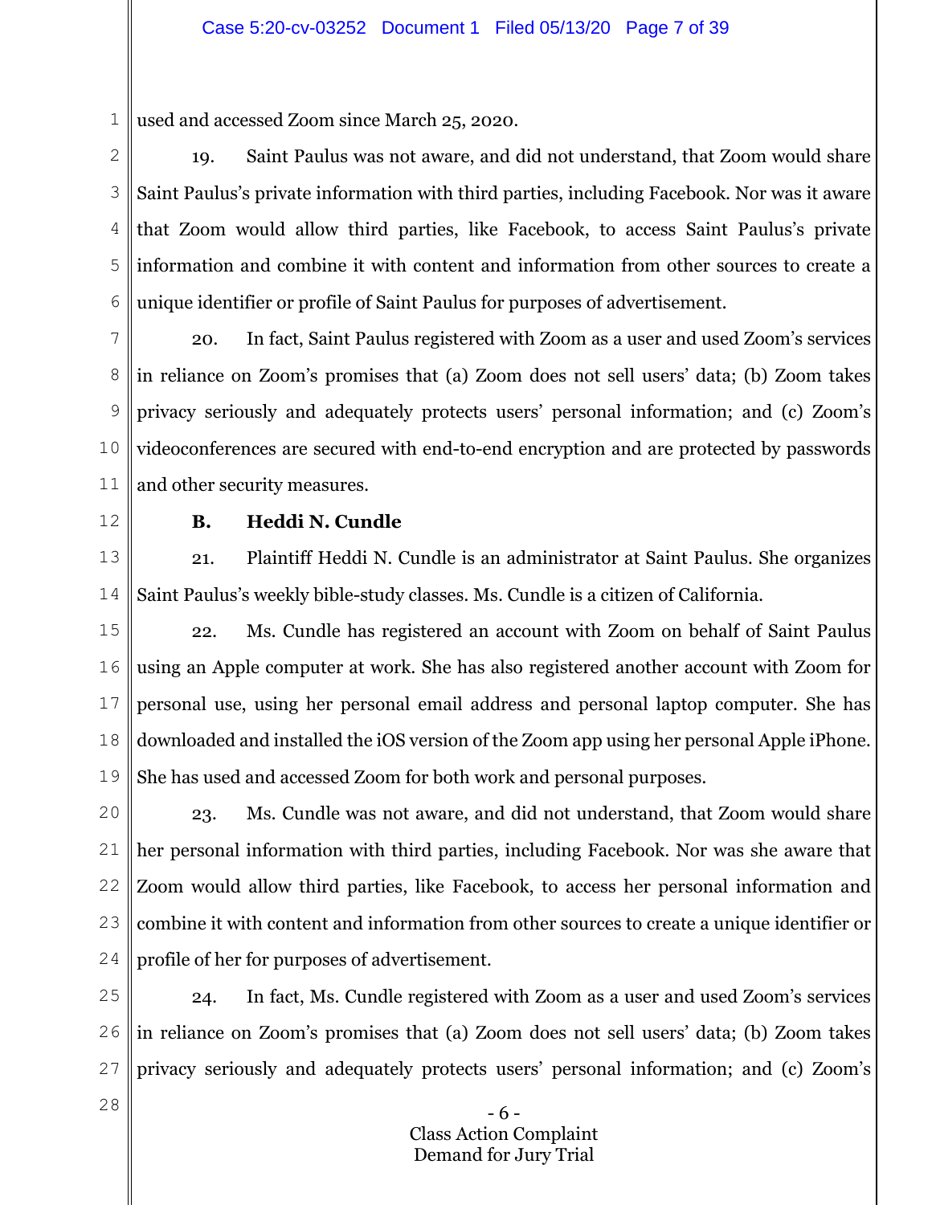used and accessed Zoom since March 25, 2020.

19. Saint Paulus was not aware, and did not understand, that Zoom would share Saint Paulus's private information with third parties, including Facebook. Nor was it aware that Zoom would allow third parties, like Facebook, to access Saint Paulus's private information and combine it with content and information from other sources to create a unique identifier or profile of Saint Paulus for purposes of advertisement.

20. In fact, Saint Paulus registered with Zoom as a user and used Zoom's services in reliance on Zoom's promises that (a) Zoom does not sell users' data; (b) Zoom takes privacy seriously and adequately protects users' personal information; and (c) Zoom's videoconferences are secured with end-to-end encryption and are protected by passwords and other security measures.

### B. Heddi N. Cundle

21. Plaintiff Heddi N. Cundle is an administrator at Saint Paulus. She organizes Saint Paulus's weekly bible-study classes. Ms. Cundle is a citizen of California.

22. Ms. Cundle has registered an account with Zoom on behalf of Saint Paulus using an Apple computer at work. She has also registered another account with Zoom for personal use, using her personal email address and personal laptop computer. She has downloaded and installed the iOS version of the Zoom app using her personal Apple iPhone. She has used and accessed Zoom for both work and personal purposes.

23. Ms. Cundle was not aware, and did not understand, that Zoom would share her personal information with third parties, including Facebook. Nor was she aware that Zoom would allow third parties, like Facebook, to access her personal information and combine it with content and information from other sources to create a unique identifier or profile of her for purposes of advertisement.

24. In fact, Ms. Cundle registered with Zoom as a user and used Zoom's services in reliance on Zoom's promises that (a) Zoom does not sell users' data; (b) Zoom takes privacy seriously and adequately protects users' personal information; and (c) Zoom's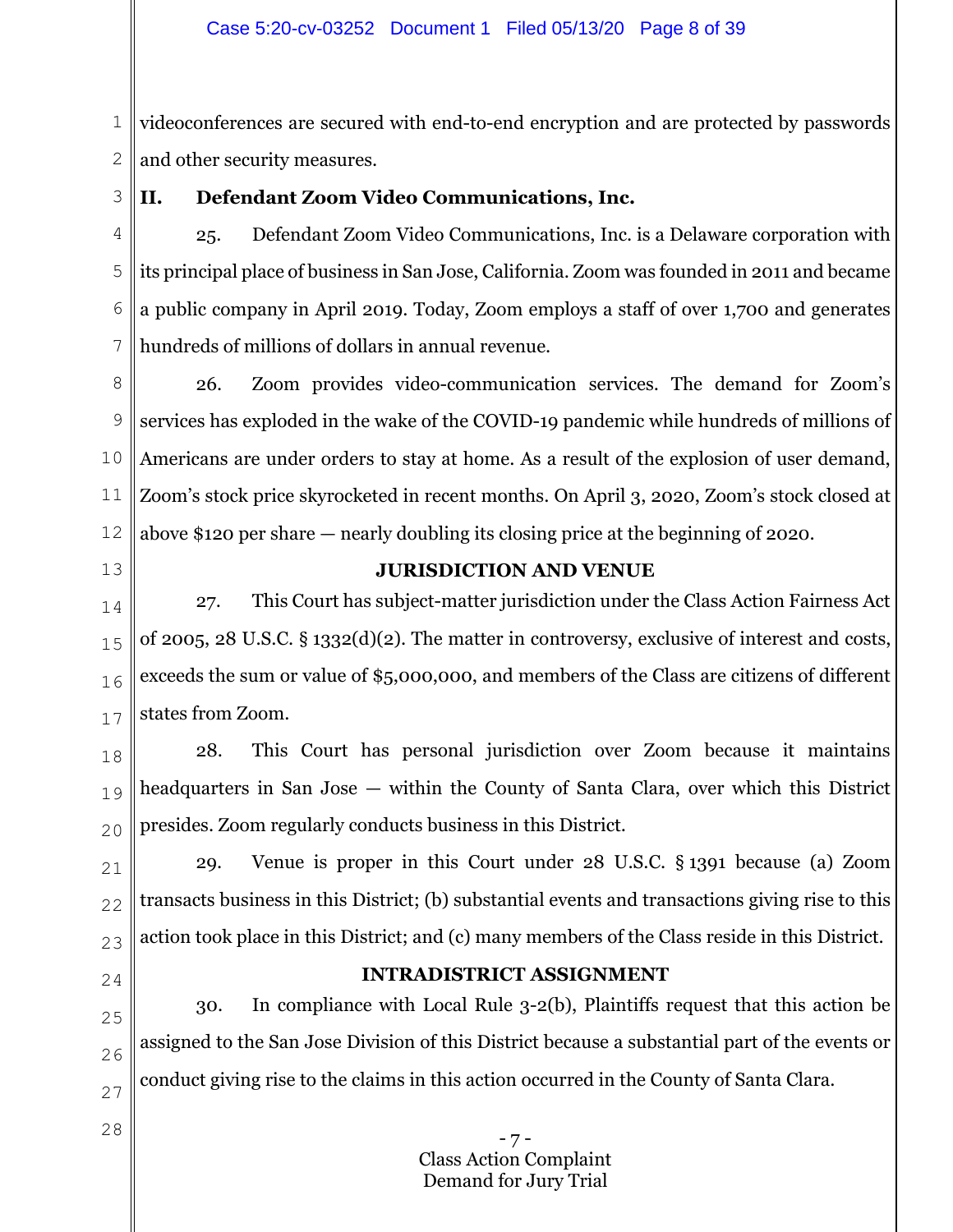videoconferences are secured with end-to-end encryption and are protected by passwords and other security measures.

## II. Defendant Zoom Video Communications, Inc.

25. Defendant Zoom Video Communications, Inc. is a Delaware corporation with its principal place of business in San Jose, California. Zoom was founded in 2011 and became a public company in April 2019. Today, Zoom employs a staff of over 1,700 and generates hundreds of millions of dollars in annual revenue.

26. Zoom provides video-communication services. The demand for Zoom's services has exploded in the wake of the COVID-19 pandemic while hundreds of millions of Americans are under orders to stay at home. As a result of the explosion of user demand, Zoom's stock price skyrocketed in recent months. On April 3, 2020, Zoom's stock closed at above $120 per share — nearly doubling its closing price at the beginning of 2020.

## JURISDICTION AND VENUE

27. This Court has subject-matter jurisdiction under the Class Action Fairness Act of 2005, 28 U.S.C. § 1332(d)(2). The matter in controversy, exclusive of interest and costs, exceeds the sum or value of $5,000,000, and members of the Class are citizens of different states from Zoom.

28. This Court has personal jurisdiction over Zoom because it maintains headquarters in San Jose — within the County of Santa Clara, over which this District presides. Zoom regularly conducts business in this District.

29. Venue is proper in this Court under 28 U.S.C. § 1391 because (a) Zoom transacts business in this District; (b) substantial events and transactions giving rise to this action took place in this District; and (c) many members of the Class reside in this District.

## INTRADISTRICT ASSIGNMENT

30. In compliance with Local Rule 3-2(b), Plaintiffs request that this action be assigned to the San Jose Division of this District because a substantial part of the events or conduct giving rise to the claims in this action occurred in the County of Santa Clara.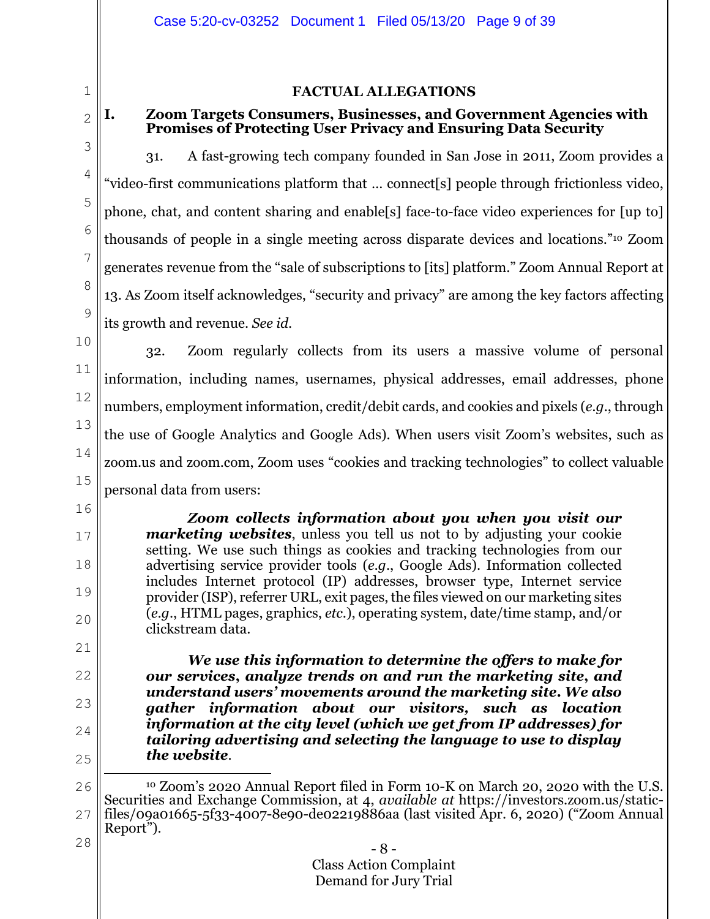## FACTUAL ALLEGATIONS

### I. Zoom Targets Consumers, Businesses, and Government Agencies with Promises of Protecting User Privacy and Ensuring Data Security

31. A fast-growing tech company founded in San Jose in 2011, Zoom provides a "video-first communications platform that … connect[s] people through frictionless video, phone, chat, and content sharing and enable[s] face-to-face video experiences for [up to] thousands of people in a single meeting across disparate devices and locations."[10] Zoom generates revenue from the "sale of subscriptions to [its] platform." Zoom Annual Report at 13. As Zoom itself acknowledges, "security and privacy" are among the key factors affecting its growth and revenue. *See id.*

32. Zoom regularly collects from its users a massive volume of personal information, including names, usernames, physical addresses, email addresses, phone numbers, employment information, credit/debit cards, and cookies and pixels (*e.g.*, through the use of Google Analytics and Google Ads). When users visit Zoom's websites, such as zoom.us and zoom.com, Zoom uses "cookies and tracking technologies" to collect valuable personal data from users:

> ***Zoom collects information about you when you visit our marketing websites***, unless you tell us not to by adjusting your cookie setting. We use such things as cookies and tracking technologies from our advertising service provider tools (*e.g.*, Google Ads). Information collected includes Internet protocol (IP) addresses, browser type, Internet service provider (ISP), referrer URL, exit pages, the files viewed on our marketing sites (*e.g.*, HTML pages, graphics, *etc.*), operating system, date/time stamp, and/or clickstream data.
>
> ***We use this information to determine the offers to make for our services, analyze trends on and run the marketing site, and understand users' movements around the marketing site. We also gather information about our visitors, such as location information at the city level (which we get from IP addresses) for tailoring advertising and selecting the language to use to display the website***.

---

[10] Zoom's 2020 Annual Report filed in Form 10-K on March 20, 2020 with the U.S. Securities and Exchange Commission, at 4, *available at* https://investors.zoom.us/static-files/09a01665-5f33-4007-8e90-de02219886aa (last visited Apr. 6, 2020) ("Zoom Annual Report").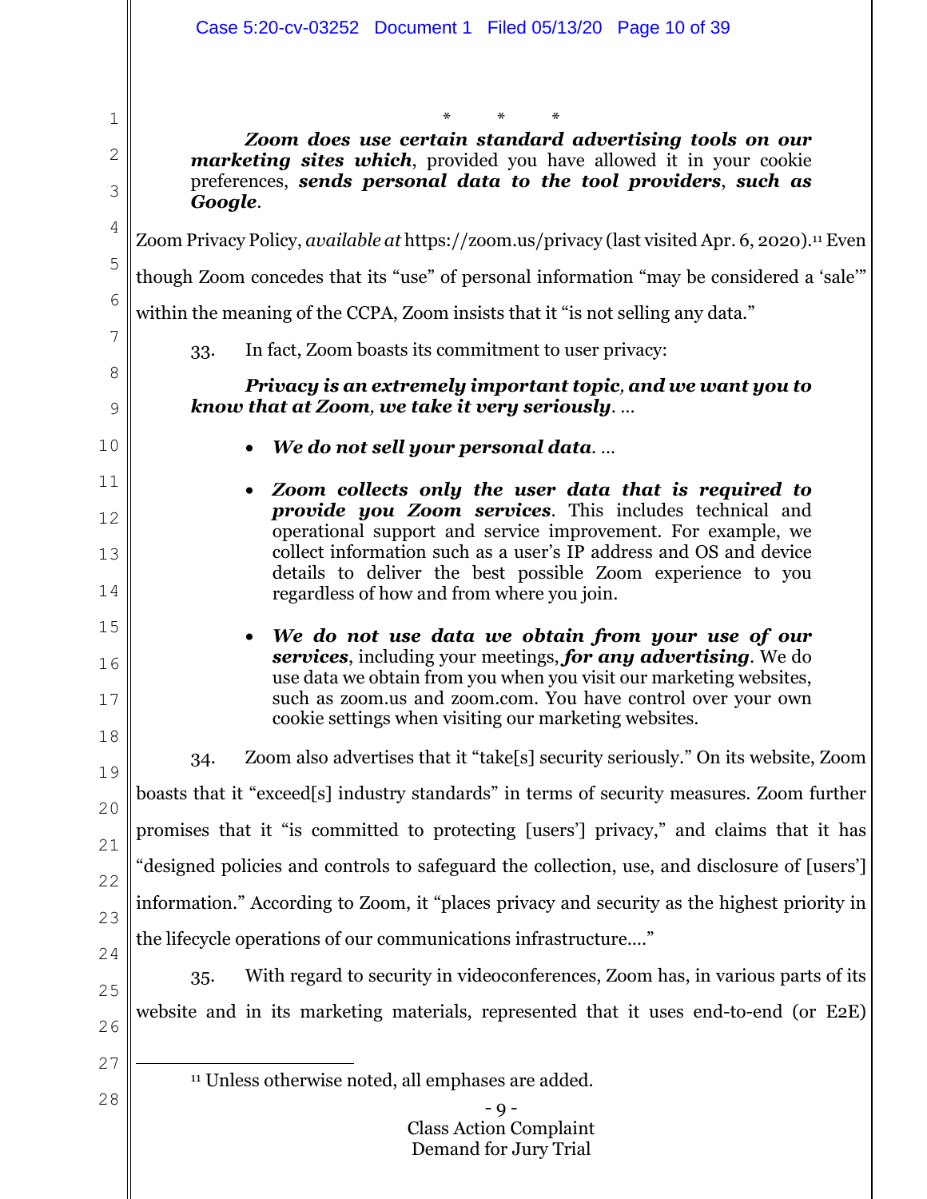\*   \*   \*

> ***Zoom does use certain standard advertising tools on our marketing sites which***, provided you have allowed it in your cookie preferences, ***sends personal data to the tool providers***, ***such as Google***.

Zoom Privacy Policy, *available at* https://zoom.us/privacy (last visited Apr. 6, 2020).[11] Even though Zoom concedes that its "use" of personal information "may be considered a 'sale'" within the meaning of the CCPA, Zoom insists that it "is not selling any data."

33. In fact, Zoom boasts its commitment to user privacy:

> ***Privacy is an extremely important topic, and we want you to know that at Zoom, we take it very seriously***. …
>
> - ***We do not sell your personal data***. …
> - ***Zoom collects only the user data that is required to provide you Zoom services***. This includes technical and operational support and service improvement. For example, we collect information such as a user's IP address and OS and device details to deliver the best possible Zoom experience to you regardless of how and from where you join.
> - ***We do not use data we obtain from your use of our services***, including your meetings, ***for any advertising***. We do use data we obtain from you when you visit our marketing websites, such as zoom.us and zoom.com. You have control over your own cookie settings when visiting our marketing websites.

34. Zoom also advertises that it "take[s] security seriously." On its website, Zoom boasts that it "exceed[s] industry standards" in terms of security measures. Zoom further promises that it "is committed to protecting [users'] privacy," and claims that it has "designed policies and controls to safeguard the collection, use, and disclosure of [users'] information." According to Zoom, it "places privacy and security as the highest priority in the lifecycle operations of our communications infrastructure…."

35. With regard to security in videoconferences, Zoom has, in various parts of its website and in its marketing materials, represented that it uses end-to-end (or E2E)

---

[11] Unless otherwise noted, all emphases are added.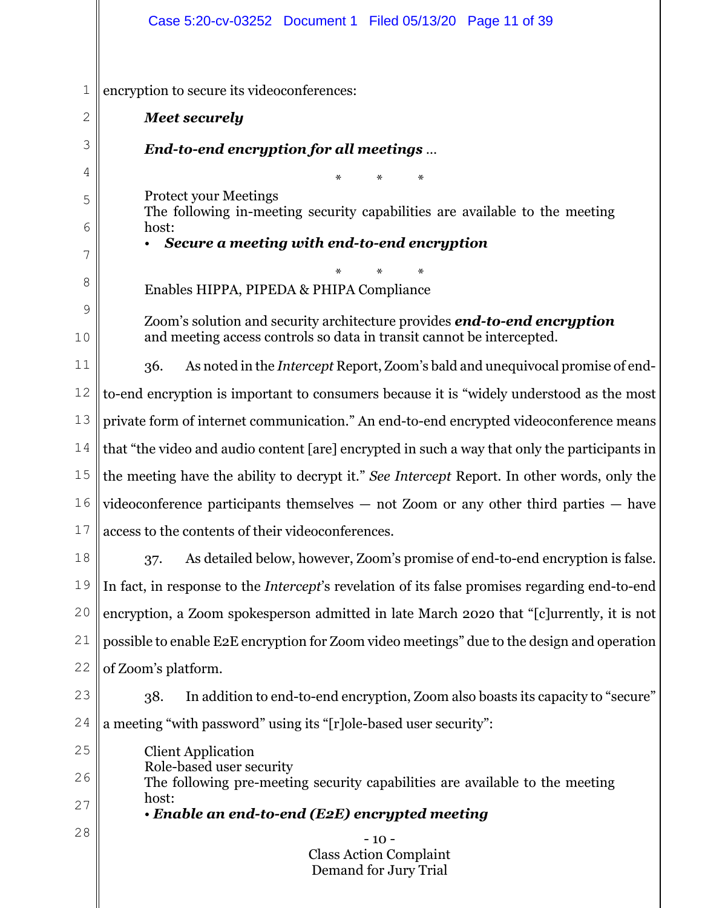encryption to secure its videoconferences:

> ***Meet securely***
>
> ***End-to-end encryption for all meetings*** …
>
> \* \* \*
>
> Protect your Meetings
> The following in-meeting security capabilities are available to the meeting host:
>
> - ***Secure a meeting with end-to-end encryption***
>
> \* \* \*
>
> Enables HIPPA, PIPEDA & PHIPA Compliance
>
> Zoom's solution and security architecture provides ***end-to-end encryption*** and meeting access controls so data in transit cannot be intercepted.

36. As noted in the *Intercept* Report, Zoom's bald and unequivocal promise of end-to-end encryption is important to consumers because it is "widely understood as the most private form of internet communication." An end-to-end encrypted videoconference means that "the video and audio content [are] encrypted in such a way that only the participants in the meeting have the ability to decrypt it." *See Intercept* Report. In other words, only the videoconference participants themselves — not Zoom or any other third parties — have access to the contents of their videoconferences.

37. As detailed below, however, Zoom's promise of end-to-end encryption is false. In fact, in response to the *Intercept*'s revelation of its false promises regarding end-to-end encryption, a Zoom spokesperson admitted in late March 2020 that "[c]urrently, it is not possible to enable E2E encryption for Zoom video meetings" due to the design and operation of Zoom's platform.

38. In addition to end-to-end encryption, Zoom also boasts its capacity to "secure" a meeting "with password" using its "[r]ole-based user security":

> Client Application
> Role-based user security
> The following pre-meeting security capabilities are available to the meeting host:
>
> • ***Enable an end-to-end (E2E) encrypted meeting***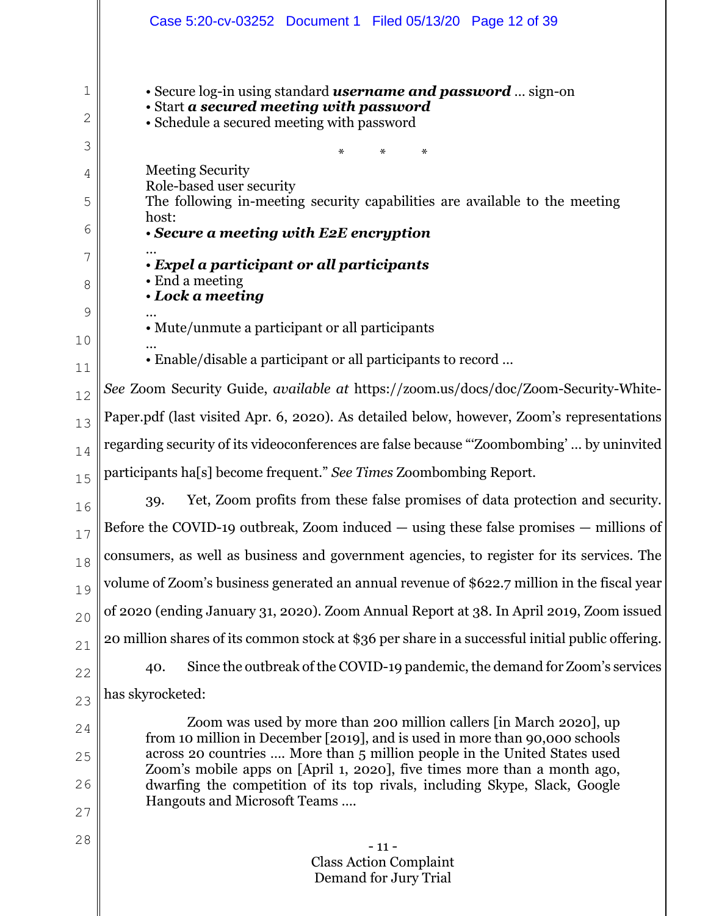• Secure log-in using standard ***username and password*** ... sign-on
• Start ***a secured meeting with password***
• Schedule a secured meeting with password

\*   \*   \*

Meeting Security
Role-based user security
The following in-meeting security capabilities are available to the meeting host:
• ***Secure a meeting with E2E encryption***
...
• ***Expel a participant or all participants***
• End a meeting
• ***Lock a meeting***
...
• Mute/unmute a participant or all participants
...
• Enable/disable a participant or all participants to record ...

*See* Zoom Security Guide, *available at* https://zoom.us/docs/doc/Zoom-Security-White-Paper.pdf (last visited Apr. 6, 2020). As detailed below, however, Zoom's representations regarding security of its videoconferences are false because "'Zoombombing' ... by uninvited participants ha[s] become frequent." *See Times* Zoombombing Report.

39. Yet, Zoom profits from these false promises of data protection and security. Before the COVID-19 outbreak, Zoom induced — using these false promises — millions of consumers, as well as business and government agencies, to register for its services. The volume of Zoom's business generated an annual revenue of $622.7 million in the fiscal year of 2020 (ending January 31, 2020). Zoom Annual Report at 38. In April 2019, Zoom issued 20 million shares of its common stock at $36 per share in a successful initial public offering.

40. Since the outbreak of the COVID-19 pandemic, the demand for Zoom's services has skyrocketed:

> Zoom was used by more than 200 million callers [in March 2020], up from 10 million in December [2019], and is used in more than 90,000 schools across 20 countries .... More than 5 million people in the United States used Zoom's mobile apps on [April 1, 2020], five times more than a month ago, dwarfing the competition of its top rivals, including Skype, Slack, Google Hangouts and Microsoft Teams ....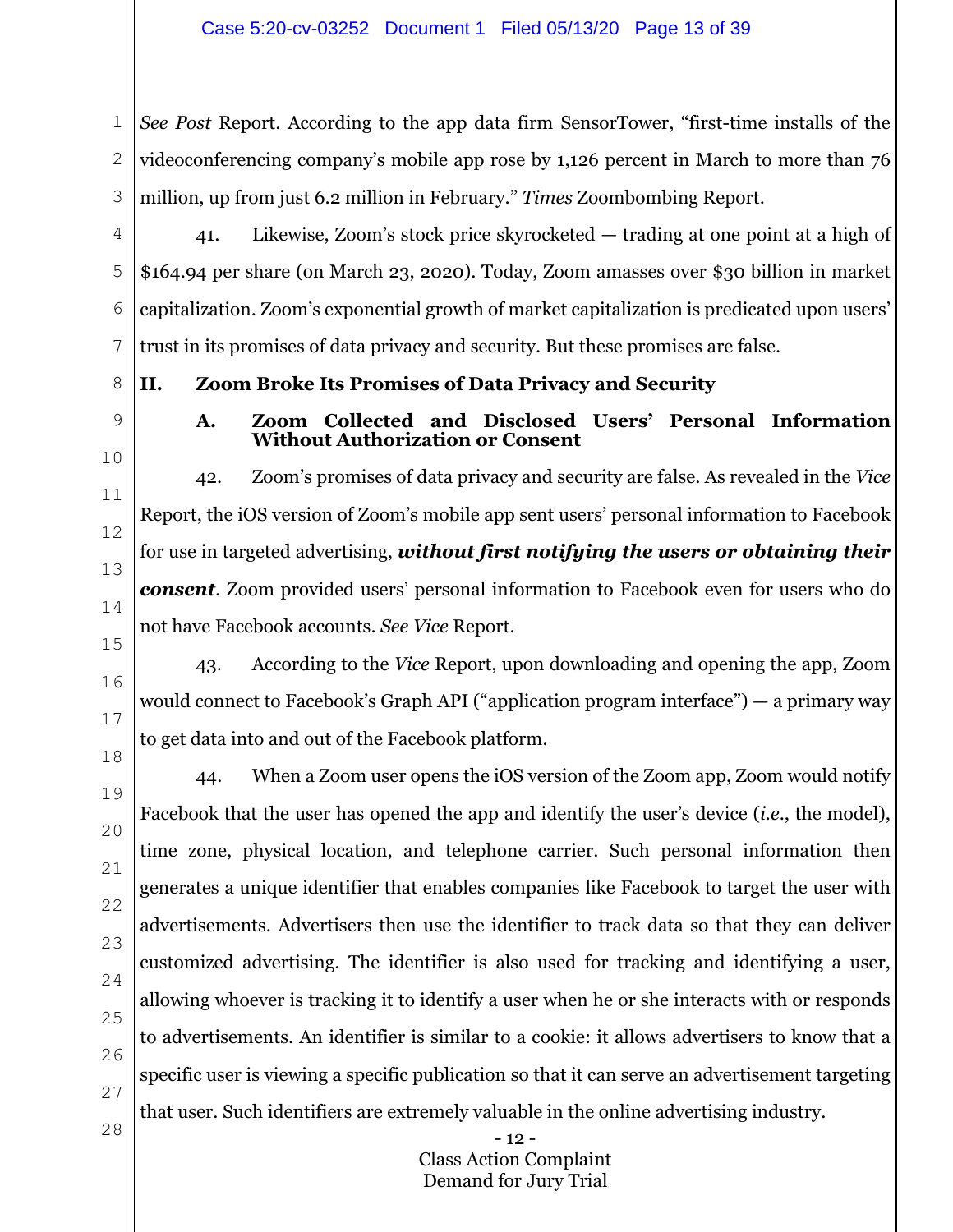*See Post* Report. According to the app data firm SensorTower, "first-time installs of the videoconferencing company's mobile app rose by 1,126 percent in March to more than 76 million, up from just 6.2 million in February." *Times* Zoombombing Report.

41. Likewise, Zoom's stock price skyrocketed — trading at one point at a high of $164.94 per share (on March 23, 2020). Today, Zoom amasses over $30 billion in market capitalization. Zoom's exponential growth of market capitalization is predicated upon users' trust in its promises of data privacy and security. But these promises are false.

## II. Zoom Broke Its Promises of Data Privacy and Security

### A. Zoom Collected and Disclosed Users' Personal Information Without Authorization or Consent

42. Zoom's promises of data privacy and security are false. As revealed in the *Vice* Report, the iOS version of Zoom's mobile app sent users' personal information to Facebook for use in targeted advertising, ***without first notifying the users or obtaining their consent***. Zoom provided users' personal information to Facebook even for users who do not have Facebook accounts. *See Vice* Report.

43. According to the *Vice* Report, upon downloading and opening the app, Zoom would connect to Facebook's Graph API ("application program interface") — a primary way to get data into and out of the Facebook platform.

44. When a Zoom user opens the iOS version of the Zoom app, Zoom would notify Facebook that the user has opened the app and identify the user's device (*i.e.*, the model), time zone, physical location, and telephone carrier. Such personal information then generates a unique identifier that enables companies like Facebook to target the user with advertisements. Advertisers then use the identifier to track data so that they can deliver customized advertising. The identifier is also used for tracking and identifying a user, allowing whoever is tracking it to identify a user when he or she interacts with or responds to advertisements. An identifier is similar to a cookie: it allows advertisers to know that a specific user is viewing a specific publication so that it can serve an advertisement targeting that user. Such identifiers are extremely valuable in the online advertising industry.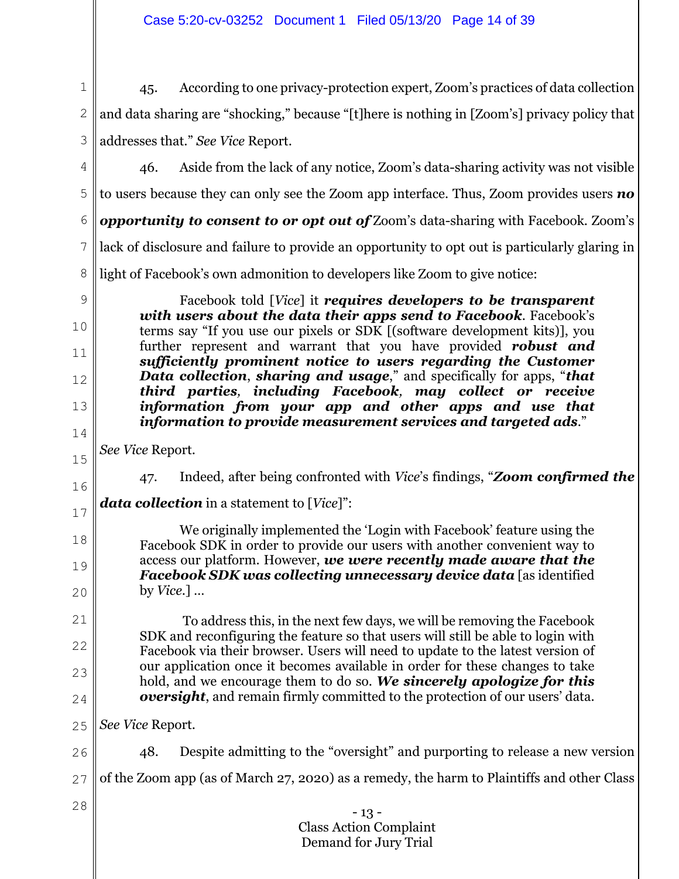45. According to one privacy-protection expert, Zoom's practices of data collection and data sharing are "shocking," because "[t]here is nothing in [Zoom's] privacy policy that addresses that." *See Vice* Report.

46. Aside from the lack of any notice, Zoom's data-sharing activity was not visible to users because they can only see the Zoom app interface. Thus, Zoom provides users ***no opportunity to consent to or opt out of*** Zoom's data-sharing with Facebook. Zoom's lack of disclosure and failure to provide an opportunity to opt out is particularly glaring in light of Facebook's own admonition to developers like Zoom to give notice:

> Facebook told [*Vice*] it ***requires developers to be transparent with users about the data their apps send to Facebook***. Facebook's terms say "If you use our pixels or SDK [(software development kits)], you further represent and warrant that you have provided ***robust and sufficiently prominent notice to users regarding the Customer Data collection***, ***sharing and usage***," and specifically for apps, "***that third parties, including Facebook, may collect or receive information from your app and other apps and use that information to provide measurement services and targeted ads***."

*See Vice* Report.

47. Indeed, after being confronted with *Vice*'s findings, "***Zoom confirmed the data collection*** in a statement to [*Vice*]":

> We originally implemented the 'Login with Facebook' feature using the Facebook SDK in order to provide our users with another convenient way to access our platform. However, ***we were recently made aware that the Facebook SDK was collecting unnecessary device data*** [as identified by *Vice*.] …
>
> To address this, in the next few days, we will be removing the Facebook SDK and reconfiguring the feature so that users will still be able to login with Facebook via their browser. Users will need to update to the latest version of our application once it becomes available in order for these changes to take hold, and we encourage them to do so. ***We sincerely apologize for this oversight***, and remain firmly committed to the protection of our users' data.

*See Vice* Report.

48. Despite admitting to the "oversight" and purporting to release a new version of the Zoom app (as of March 27, 2020) as a remedy, the harm to Plaintiffs and other Class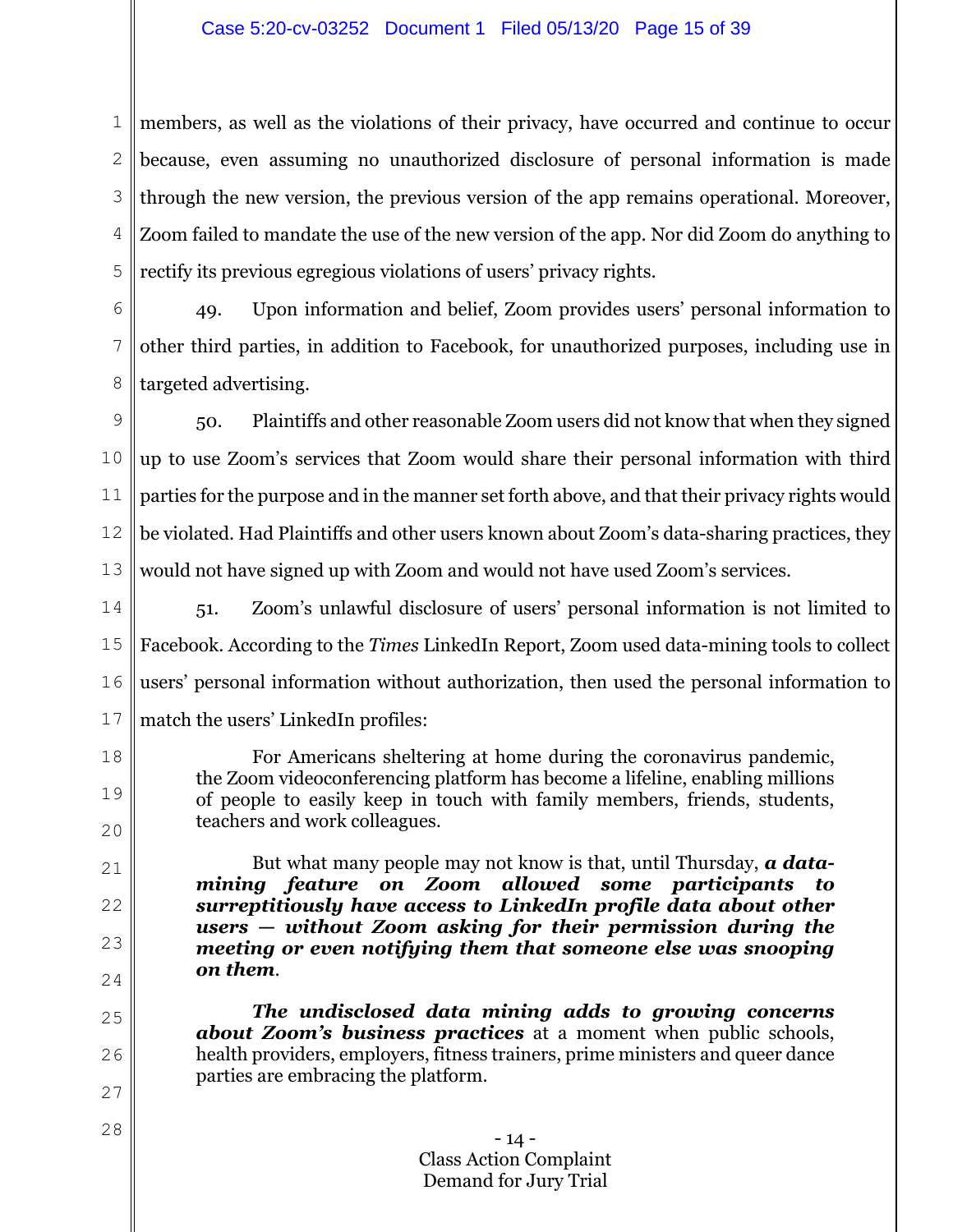members, as well as the violations of their privacy, have occurred and continue to occur because, even assuming no unauthorized disclosure of personal information is made through the new version, the previous version of the app remains operational. Moreover, Zoom failed to mandate the use of the new version of the app. Nor did Zoom do anything to rectify its previous egregious violations of users' privacy rights.

49. Upon information and belief, Zoom provides users' personal information to other third parties, in addition to Facebook, for unauthorized purposes, including use in targeted advertising.

50. Plaintiffs and other reasonable Zoom users did not know that when they signed up to use Zoom's services that Zoom would share their personal information with third parties for the purpose and in the manner set forth above, and that their privacy rights would be violated. Had Plaintiffs and other users known about Zoom's data-sharing practices, they would not have signed up with Zoom and would not have used Zoom's services.

51. Zoom's unlawful disclosure of users' personal information is not limited to Facebook. According to the *Times* LinkedIn Report, Zoom used data-mining tools to collect users' personal information without authorization, then used the personal information to match the users' LinkedIn profiles:

> For Americans sheltering at home during the coronavirus pandemic, the Zoom videoconferencing platform has become a lifeline, enabling millions of people to easily keep in touch with family members, friends, students, teachers and work colleagues.
>
> But what many people may not know is that, until Thursday, ***a data-mining feature on Zoom allowed some participants to surreptitiously have access to LinkedIn profile data about other users — without Zoom asking for their permission during the meeting or even notifying them that someone else was snooping on them***.
>
> ***The undisclosed data mining adds to growing concerns about Zoom's business practices*** at a moment when public schools, health providers, employers, fitness trainers, prime ministers and queer dance parties are embracing the platform.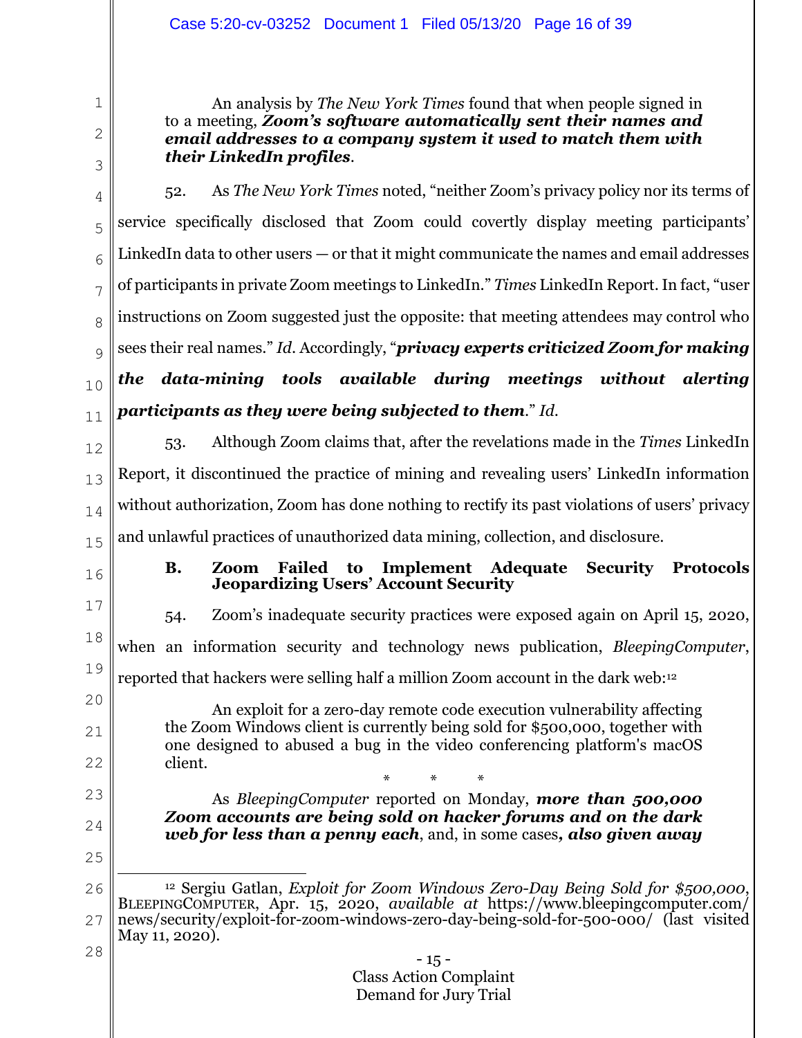> An analysis by *The New York Times* found that when people signed in to a meeting, ***Zoom's software automatically sent their names and email addresses to a company system it used to match them with their LinkedIn profiles***.

52. As *The New York Times* noted, "neither Zoom's privacy policy nor its terms of service specifically disclosed that Zoom could covertly display meeting participants' LinkedIn data to other users — or that it might communicate the names and email addresses of participants in private Zoom meetings to LinkedIn." *Times* LinkedIn Report. In fact, "user instructions on Zoom suggested just the opposite: that meeting attendees may control who sees their real names." *Id*. Accordingly, "***privacy experts criticized Zoom for making the data-mining tools available during meetings without alerting participants as they were being subjected to them***." *Id.*

53. Although Zoom claims that, after the revelations made in the *Times* LinkedIn Report, it discontinued the practice of mining and revealing users' LinkedIn information without authorization, Zoom has done nothing to rectify its past violations of users' privacy and unlawful practices of unauthorized data mining, collection, and disclosure.

### B. Zoom Failed to Implement Adequate Security Protocols Jeopardizing Users' Account Security

54. Zoom's inadequate security practices were exposed again on April 15, 2020, when an information security and technology news publication, *BleepingComputer*, reported that hackers were selling half a million Zoom account in the dark web:[12]

> An exploit for a zero-day remote code execution vulnerability affecting the Zoom Windows client is currently being sold for $500,000, together with one designed to abused a bug in the video conferencing platform's macOS client.
>
> \* \* \*
>
> As *BleepingComputer* reported on Monday, ***more than 500,000 Zoom accounts are being sold on hacker forums and on the dark web for less than a penny each***, and, in some cases***, also given away***

---

[12] Sergiu Gatlan, *Exploit for Zoom Windows Zero-Day Being Sold for $500,000*, BLEEPINGCOMPUTER, Apr. 15, 2020, *available at* https://www.bleepingcomputer.com/news/security/exploit-for-zoom-windows-zero-day-being-sold-for-500-000/ (last visited May 11, 2020).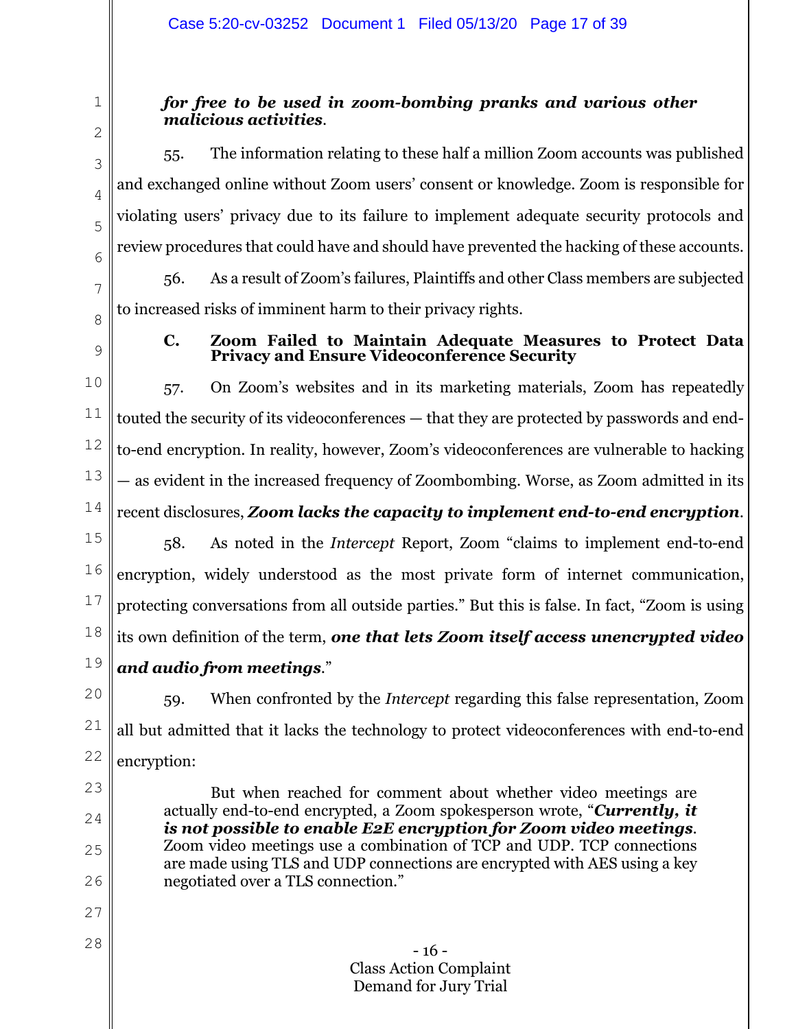***for free to be used in zoom-bombing pranks and various other malicious activities***.

55. The information relating to these half a million Zoom accounts was published and exchanged online without Zoom users' consent or knowledge. Zoom is responsible for violating users' privacy due to its failure to implement adequate security protocols and review procedures that could have and should have prevented the hacking of these accounts.

56. As a result of Zoom's failures, Plaintiffs and other Class members are subjected to increased risks of imminent harm to their privacy rights.

### C. Zoom Failed to Maintain Adequate Measures to Protect Data Privacy and Ensure Videoconference Security

57. On Zoom's websites and in its marketing materials, Zoom has repeatedly touted the security of its videoconferences — that they are protected by passwords and end-to-end encryption. In reality, however, Zoom's videoconferences are vulnerable to hacking — as evident in the increased frequency of Zoombombing. Worse, as Zoom admitted in its recent disclosures, ***Zoom lacks the capacity to implement end-to-end encryption***.

58. As noted in the *Intercept* Report, Zoom "claims to implement end-to-end encryption, widely understood as the most private form of internet communication, protecting conversations from all outside parties." But this is false. In fact, "Zoom is using its own definition of the term, ***one that lets Zoom itself access unencrypted video and audio from meetings***."

59. When confronted by the *Intercept* regarding this false representation, Zoom all but admitted that it lacks the technology to protect videoconferences with end-to-end encryption:

> But when reached for comment about whether video meetings are actually end-to-end encrypted, a Zoom spokesperson wrote, "***Currently, it is not possible to enable E2E encryption for Zoom video meetings***. Zoom video meetings use a combination of TCP and UDP. TCP connections are made using TLS and UDP connections are encrypted with AES using a key negotiated over a TLS connection."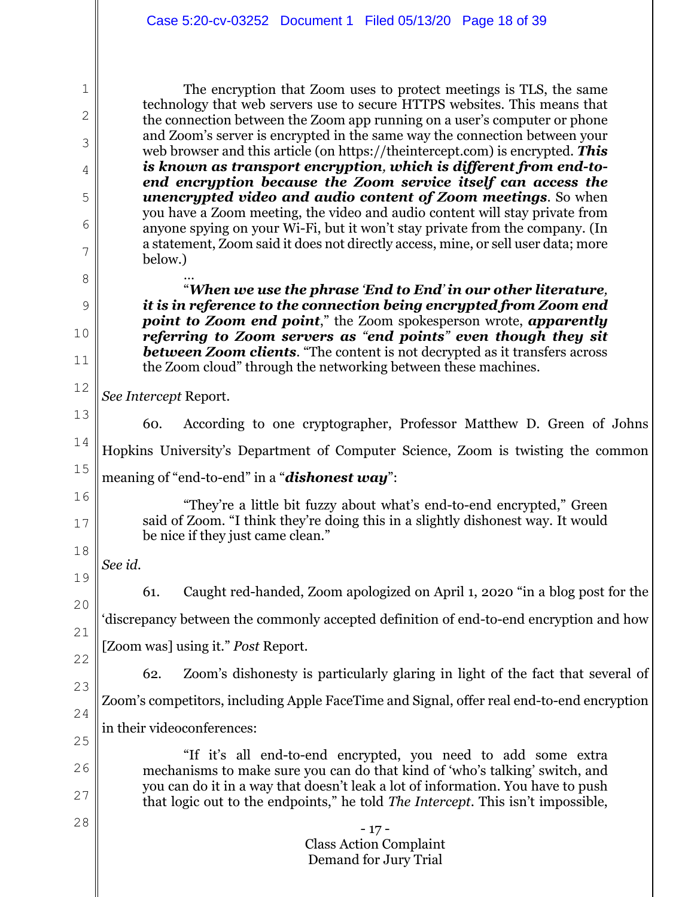> The encryption that Zoom uses to protect meetings is TLS, the same technology that web servers use to secure HTTPS websites. This means that the connection between the Zoom app running on a user's computer or phone and Zoom's server is encrypted in the same way the connection between your web browser and this article (on https://theintercept.com) is encrypted. ***This is known as transport encryption, which is different from end-to-end encryption because the Zoom service itself can access the unencrypted video and audio content of Zoom meetings***. So when you have a Zoom meeting, the video and audio content will stay private from anyone spying on your Wi-Fi, but it won't stay private from the company. (In a statement, Zoom said it does not directly access, mine, or sell user data; more below.)
>
> …
>
> "***When we use the phrase 'End to End' in our other literature, it is in reference to the connection being encrypted from Zoom end point to Zoom end point***," the Zoom spokesperson wrote, ***apparently referring to Zoom servers as "end points" even though they sit between Zoom clients***. "The content is not decrypted as it transfers across the Zoom cloud" through the networking between these machines.

*See Intercept* Report.

60. According to one cryptographer, Professor Matthew D. Green of Johns Hopkins University's Department of Computer Science, Zoom is twisting the common meaning of "end-to-end" in a "***dishonest way***":

> "They're a little bit fuzzy about what's end-to-end encrypted," Green said of Zoom. "I think they're doing this in a slightly dishonest way. It would be nice if they just came clean."

*See id.*

61. Caught red-handed, Zoom apologized on April 1, 2020 "in a blog post for the 'discrepancy between the commonly accepted definition of end-to-end encryption and how [Zoom was] using it." *Post* Report.

62. Zoom's dishonesty is particularly glaring in light of the fact that several of Zoom's competitors, including Apple FaceTime and Signal, offer real end-to-end encryption in their videoconferences:

> "If it's all end-to-end encrypted, you need to add some extra mechanisms to make sure you can do that kind of 'who's talking' switch, and you can do it in a way that doesn't leak a lot of information. You have to push that logic out to the endpoints," he told *The Intercept*. This isn't impossible,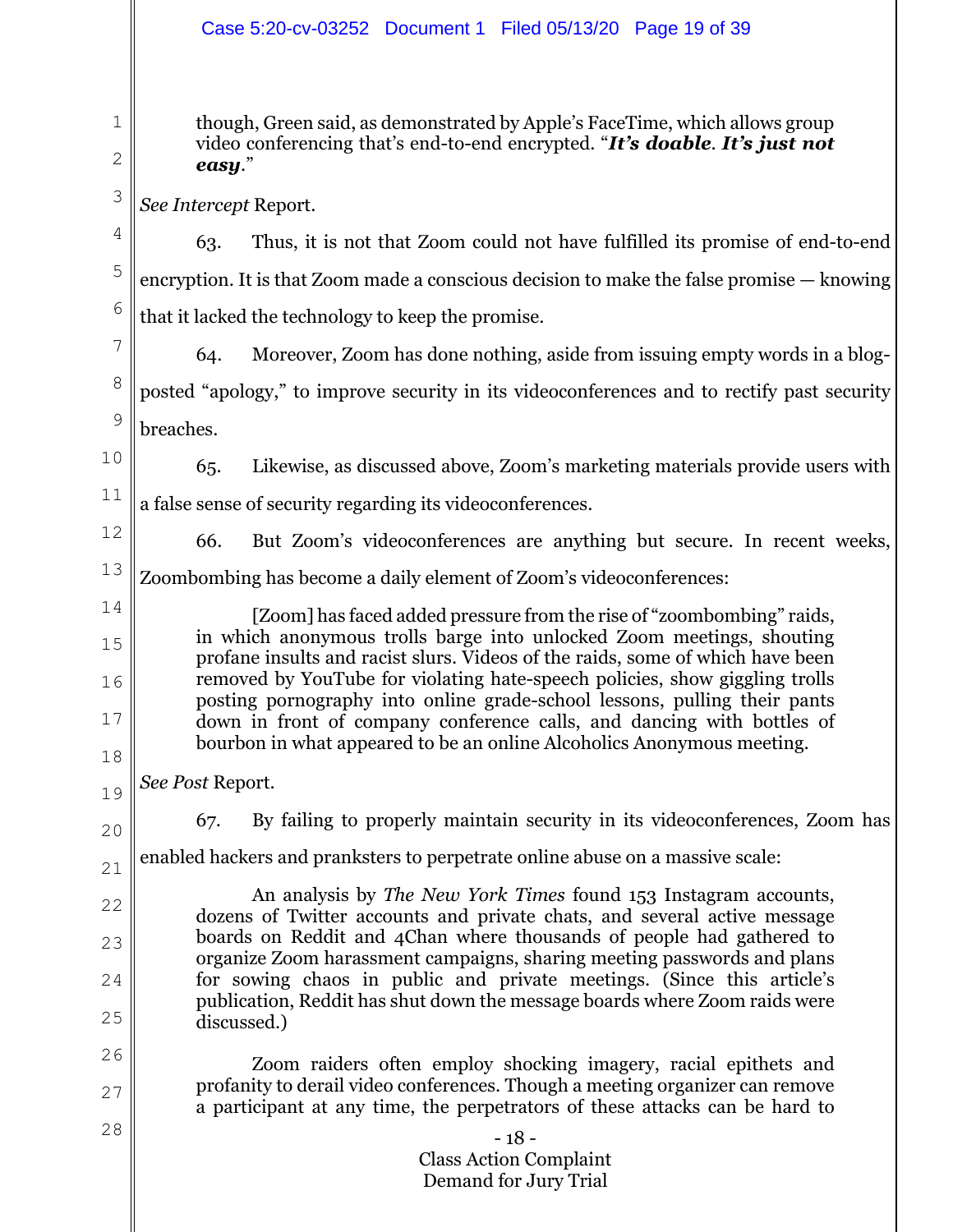> though, Green said, as demonstrated by Apple's FaceTime, which allows group video conferencing that's end-to-end encrypted. "***It's doable***. ***It's just not easy***."

*See Intercept* Report.

63. Thus, it is not that Zoom could not have fulfilled its promise of end-to-end encryption. It is that Zoom made a conscious decision to make the false promise — knowing that it lacked the technology to keep the promise.

64. Moreover, Zoom has done nothing, aside from issuing empty words in a blog-posted "apology," to improve security in its videoconferences and to rectify past security breaches.

65. Likewise, as discussed above, Zoom's marketing materials provide users with a false sense of security regarding its videoconferences.

66. But Zoom's videoconferences are anything but secure. In recent weeks, Zoombombing has become a daily element of Zoom's videoconferences:

> [Zoom] has faced added pressure from the rise of "zoombombing" raids, in which anonymous trolls barge into unlocked Zoom meetings, shouting profane insults and racist slurs. Videos of the raids, some of which have been removed by YouTube for violating hate-speech policies, show giggling trolls posting pornography into online grade-school lessons, pulling their pants down in front of company conference calls, and dancing with bottles of bourbon in what appeared to be an online Alcoholics Anonymous meeting.

*See Post* Report.

67. By failing to properly maintain security in its videoconferences, Zoom has enabled hackers and pranksters to perpetrate online abuse on a massive scale:

> An analysis by *The New York Times* found 153 Instagram accounts, dozens of Twitter accounts and private chats, and several active message boards on Reddit and 4Chan where thousands of people had gathered to organize Zoom harassment campaigns, sharing meeting passwords and plans for sowing chaos in public and private meetings. (Since this article's publication, Reddit has shut down the message boards where Zoom raids were discussed.)
>
> Zoom raiders often employ shocking imagery, racial epithets and profanity to derail video conferences. Though a meeting organizer can remove a participant at any time, the perpetrators of these attacks can be hard to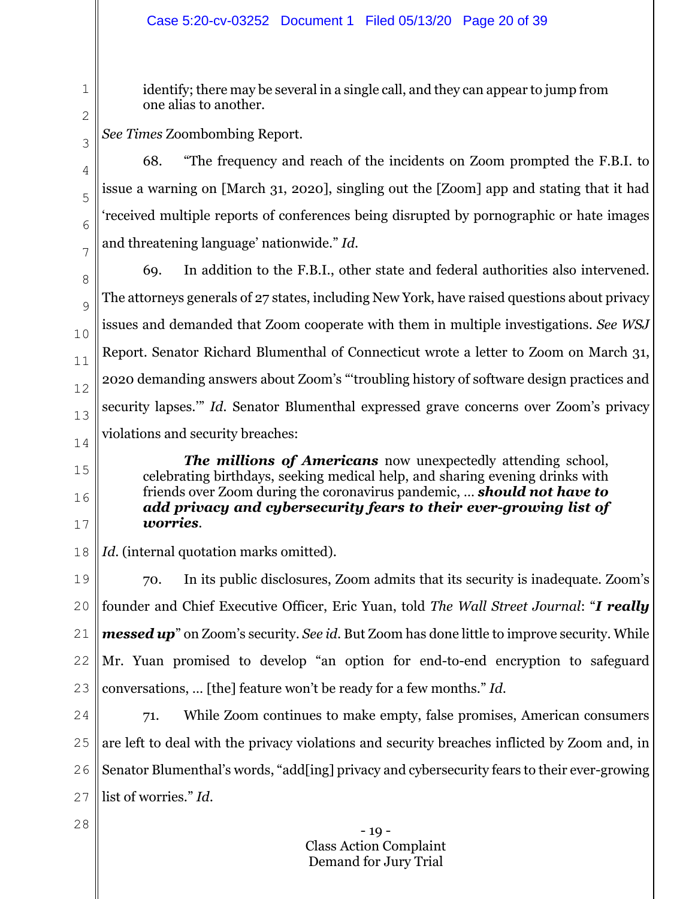> identify; there may be several in a single call, and they can appear to jump from one alias to another.

*See Times* Zoombombing Report.

68. "The frequency and reach of the incidents on Zoom prompted the F.B.I. to issue a warning on [March 31, 2020], singling out the [Zoom] app and stating that it had 'received multiple reports of conferences being disrupted by pornographic or hate images and threatening language' nationwide." *Id.*

69. In addition to the F.B.I., other state and federal authorities also intervened. The attorneys generals of 27 states, including New York, have raised questions about privacy issues and demanded that Zoom cooperate with them in multiple investigations. *See WSJ* Report. Senator Richard Blumenthal of Connecticut wrote a letter to Zoom on March 31, 2020 demanding answers about Zoom's "'troubling history of software design practices and security lapses.'" *Id.* Senator Blumenthal expressed grave concerns over Zoom's privacy violations and security breaches:

> ***The millions of Americans*** now unexpectedly attending school, celebrating birthdays, seeking medical help, and sharing evening drinks with friends over Zoom during the coronavirus pandemic, … ***should not have to add privacy and cybersecurity fears to their ever-growing list of worries***.

*Id.* (internal quotation marks omitted).

70. In its public disclosures, Zoom admits that its security is inadequate. Zoom's founder and Chief Executive Officer, Eric Yuan, told *The Wall Street Journal*: "***I really messed up***" on Zoom's security. *See id.* But Zoom has done little to improve security. While Mr. Yuan promised to develop "an option for end-to-end encryption to safeguard conversations, … [the] feature won't be ready for a few months." *Id.*

71. While Zoom continues to make empty, false promises, American consumers are left to deal with the privacy violations and security breaches inflicted by Zoom and, in Senator Blumenthal's words, "add[ing] privacy and cybersecurity fears to their ever-growing list of worries." *Id.*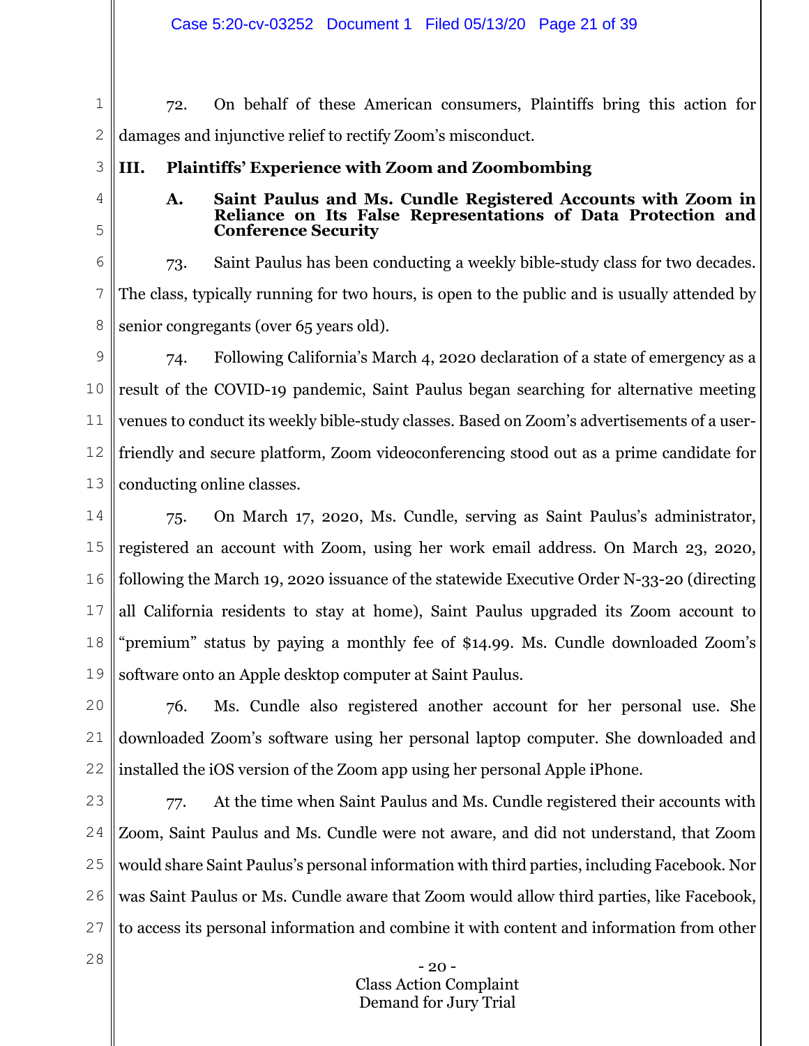72. On behalf of these American consumers, Plaintiffs bring this action for damages and injunctive relief to rectify Zoom's misconduct.

## III. Plaintiffs' Experience with Zoom and Zoombombing

### A. Saint Paulus and Ms. Cundle Registered Accounts with Zoom in Reliance on Its False Representations of Data Protection and Conference Security

73. Saint Paulus has been conducting a weekly bible-study class for two decades. The class, typically running for two hours, is open to the public and is usually attended by senior congregants (over 65 years old).

74. Following California's March 4, 2020 declaration of a state of emergency as a result of the COVID-19 pandemic, Saint Paulus began searching for alternative meeting venues to conduct its weekly bible-study classes. Based on Zoom's advertisements of a user-friendly and secure platform, Zoom videoconferencing stood out as a prime candidate for conducting online classes.

75. On March 17, 2020, Ms. Cundle, serving as Saint Paulus's administrator, registered an account with Zoom, using her work email address. On March 23, 2020, following the March 19, 2020 issuance of the statewide Executive Order N-33-20 (directing all California residents to stay at home), Saint Paulus upgraded its Zoom account to "premium" status by paying a monthly fee of $14.99. Ms. Cundle downloaded Zoom's software onto an Apple desktop computer at Saint Paulus.

76. Ms. Cundle also registered another account for her personal use. She downloaded Zoom's software using her personal laptop computer. She downloaded and installed the iOS version of the Zoom app using her personal Apple iPhone.

77. At the time when Saint Paulus and Ms. Cundle registered their accounts with Zoom, Saint Paulus and Ms. Cundle were not aware, and did not understand, that Zoom would share Saint Paulus's personal information with third parties, including Facebook. Nor was Saint Paulus or Ms. Cundle aware that Zoom would allow third parties, like Facebook, to access its personal information and combine it with content and information from other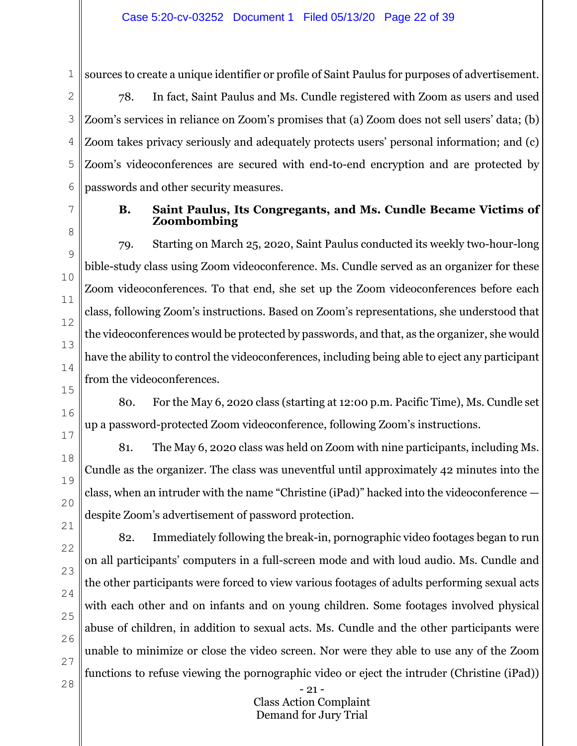sources to create a unique identifier or profile of Saint Paulus for purposes of advertisement.

78. In fact, Saint Paulus and Ms. Cundle registered with Zoom as users and used Zoom's services in reliance on Zoom's promises that (a) Zoom does not sell users' data; (b) Zoom takes privacy seriously and adequately protects users' personal information; and (c) Zoom's videoconferences are secured with end-to-end encryption and are protected by passwords and other security measures.

### B. Saint Paulus, Its Congregants, and Ms. Cundle Became Victims of Zoombombing

79. Starting on March 25, 2020, Saint Paulus conducted its weekly two-hour-long bible-study class using Zoom videoconference. Ms. Cundle served as an organizer for these Zoom videoconferences. To that end, she set up the Zoom videoconferences before each class, following Zoom's instructions. Based on Zoom's representations, she understood that the videoconferences would be protected by passwords, and that, as the organizer, she would have the ability to control the videoconferences, including being able to eject any participant from the videoconferences.

80. For the May 6, 2020 class (starting at 12:00 p.m. Pacific Time), Ms. Cundle set up a password-protected Zoom videoconference, following Zoom's instructions.

81. The May 6, 2020 class was held on Zoom with nine participants, including Ms. Cundle as the organizer. The class was uneventful until approximately 42 minutes into the class, when an intruder with the name "Christine (iPad)" hacked into the videoconference — despite Zoom's advertisement of password protection.

82. Immediately following the break-in, pornographic video footages began to run on all participants' computers in a full-screen mode and with loud audio. Ms. Cundle and the other participants were forced to view various footages of adults performing sexual acts with each other and on infants and on young children. Some footages involved physical abuse of children, in addition to sexual acts. Ms. Cundle and the other participants were unable to minimize or close the video screen. Nor were they able to use any of the Zoom functions to refuse viewing the pornographic video or eject the intruder (Christine (iPad))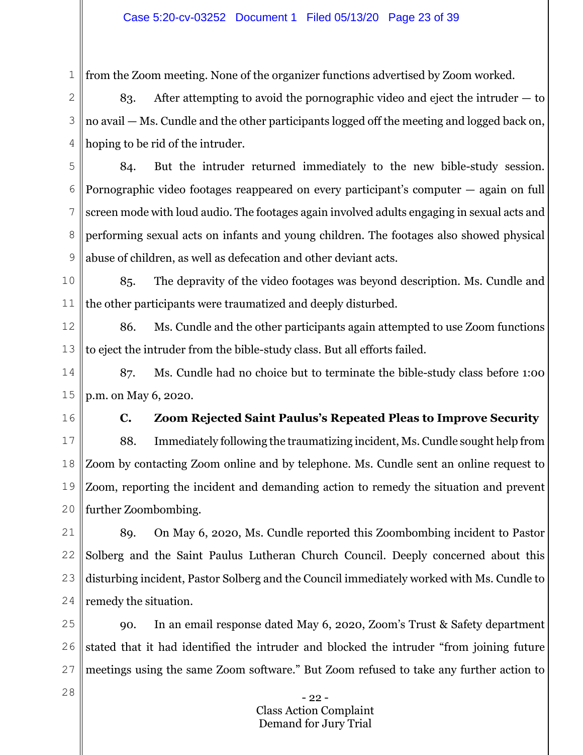from the Zoom meeting. None of the organizer functions advertised by Zoom worked.

83. After attempting to avoid the pornographic video and eject the intruder — to no avail — Ms. Cundle and the other participants logged off the meeting and logged back on, hoping to be rid of the intruder.

84. But the intruder returned immediately to the new bible-study session. Pornographic video footages reappeared on every participant's computer — again on full screen mode with loud audio. The footages again involved adults engaging in sexual acts and performing sexual acts on infants and young children. The footages also showed physical abuse of children, as well as defecation and other deviant acts.

85. The depravity of the video footages was beyond description. Ms. Cundle and the other participants were traumatized and deeply disturbed.

86. Ms. Cundle and the other participants again attempted to use Zoom functions to eject the intruder from the bible-study class. But all efforts failed.

87. Ms. Cundle had no choice but to terminate the bible-study class before 1:00 p.m. on May 6, 2020.

### C. Zoom Rejected Saint Paulus's Repeated Pleas to Improve Security

88. Immediately following the traumatizing incident, Ms. Cundle sought help from Zoom by contacting Zoom online and by telephone. Ms. Cundle sent an online request to Zoom, reporting the incident and demanding action to remedy the situation and prevent further Zoombombing.

89. On May 6, 2020, Ms. Cundle reported this Zoombombing incident to Pastor Solberg and the Saint Paulus Lutheran Church Council. Deeply concerned about this disturbing incident, Pastor Solberg and the Council immediately worked with Ms. Cundle to remedy the situation.

90. In an email response dated May 6, 2020, Zoom's Trust & Safety department stated that it had identified the intruder and blocked the intruder "from joining future meetings using the same Zoom software." But Zoom refused to take any further action to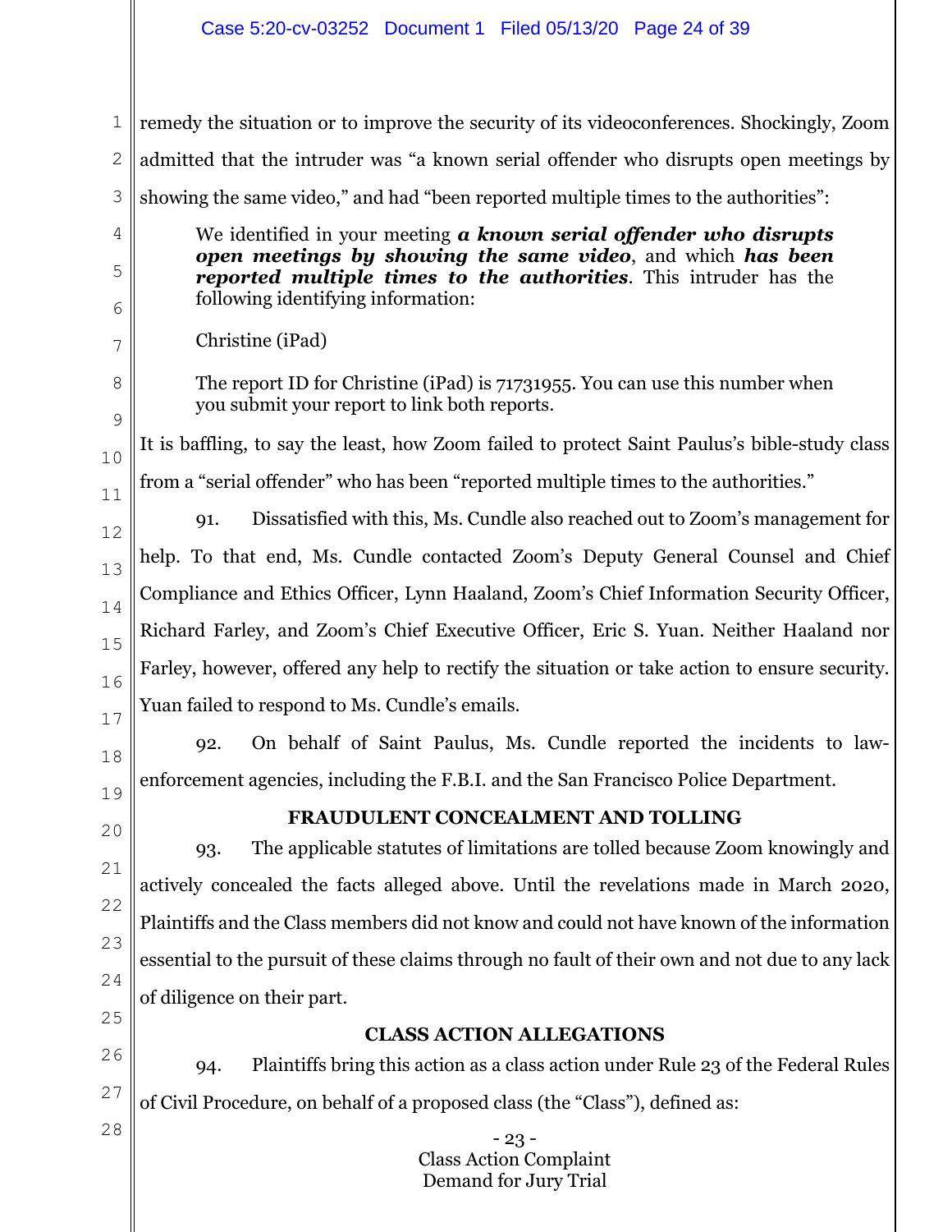remedy the situation or to improve the security of its videoconferences. Shockingly, Zoom admitted that the intruder was "a known serial offender who disrupts open meetings by showing the same video," and had "been reported multiple times to the authorities":

> We identified in your meeting ***a known serial offender who disrupts open meetings by showing the same video***, and which ***has been reported multiple times to the authorities***. This intruder has the following identifying information:
>
> Christine (iPad)
>
> The report ID for Christine (iPad) is 71731955. You can use this number when you submit your report to link both reports.

It is baffling, to say the least, how Zoom failed to protect Saint Paulus's bible-study class from a "serial offender" who has been "reported multiple times to the authorities."

91. Dissatisfied with this, Ms. Cundle also reached out to Zoom's management for help. To that end, Ms. Cundle contacted Zoom's Deputy General Counsel and Chief Compliance and Ethics Officer, Lynn Haaland, Zoom's Chief Information Security Officer, Richard Farley, and Zoom's Chief Executive Officer, Eric S. Yuan. Neither Haaland nor Farley, however, offered any help to rectify the situation or take action to ensure security. Yuan failed to respond to Ms. Cundle's emails.

92. On behalf of Saint Paulus, Ms. Cundle reported the incidents to law-enforcement agencies, including the F.B.I. and the San Francisco Police Department.

## FRAUDULENT CONCEALMENT AND TOLLING

93. The applicable statutes of limitations are tolled because Zoom knowingly and actively concealed the facts alleged above. Until the revelations made in March 2020, Plaintiffs and the Class members did not know and could not have known of the information essential to the pursuit of these claims through no fault of their own and not due to any lack of diligence on their part.

## CLASS ACTION ALLEGATIONS

94. Plaintiffs bring this action as a class action under Rule 23 of the Federal Rules of Civil Procedure, on behalf of a proposed class (the "Class"), defined as: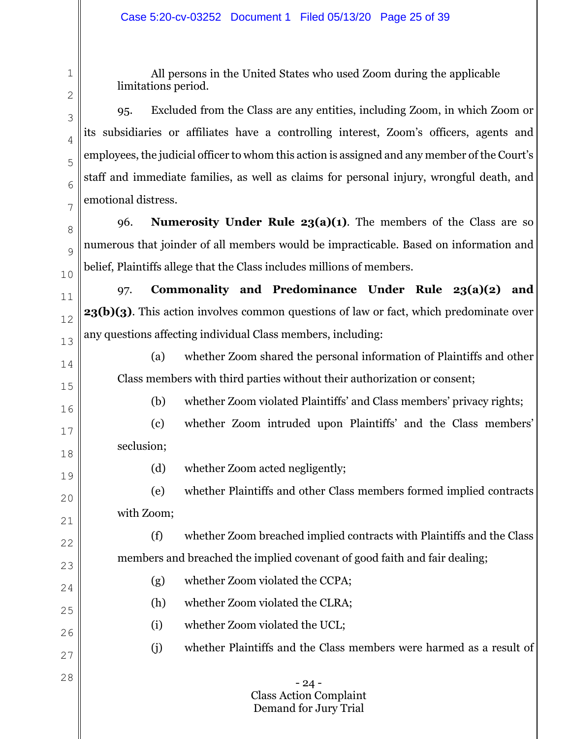All persons in the United States who used Zoom during the applicable limitations period.

95. Excluded from the Class are any entities, including Zoom, in which Zoom or its subsidiaries or affiliates have a controlling interest, Zoom's officers, agents and employees, the judicial officer to whom this action is assigned and any member of the Court's staff and immediate families, as well as claims for personal injury, wrongful death, and emotional distress.

96. **Numerosity Under Rule 23(a)(1)**. The members of the Class are so numerous that joinder of all members would be impracticable. Based on information and belief, Plaintiffs allege that the Class includes millions of members.

97. **Commonality and Predominance Under Rule 23(a)(2) and 23(b)(3)**. This action involves common questions of law or fact, which predominate over any questions affecting individual Class members, including:

(a) whether Zoom shared the personal information of Plaintiffs and other Class members with third parties without their authorization or consent;

(b) whether Zoom violated Plaintiffs' and Class members' privacy rights;

(c) whether Zoom intruded upon Plaintiffs' and the Class members' seclusion;

(d) whether Zoom acted negligently;

(e) whether Plaintiffs and other Class members formed implied contracts with Zoom;

(f) whether Zoom breached implied contracts with Plaintiffs and the Class members and breached the implied covenant of good faith and fair dealing;

(g) whether Zoom violated the CCPA;

(h) whether Zoom violated the CLRA;

(i) whether Zoom violated the UCL;

(j) whether Plaintiffs and the Class members were harmed as a result of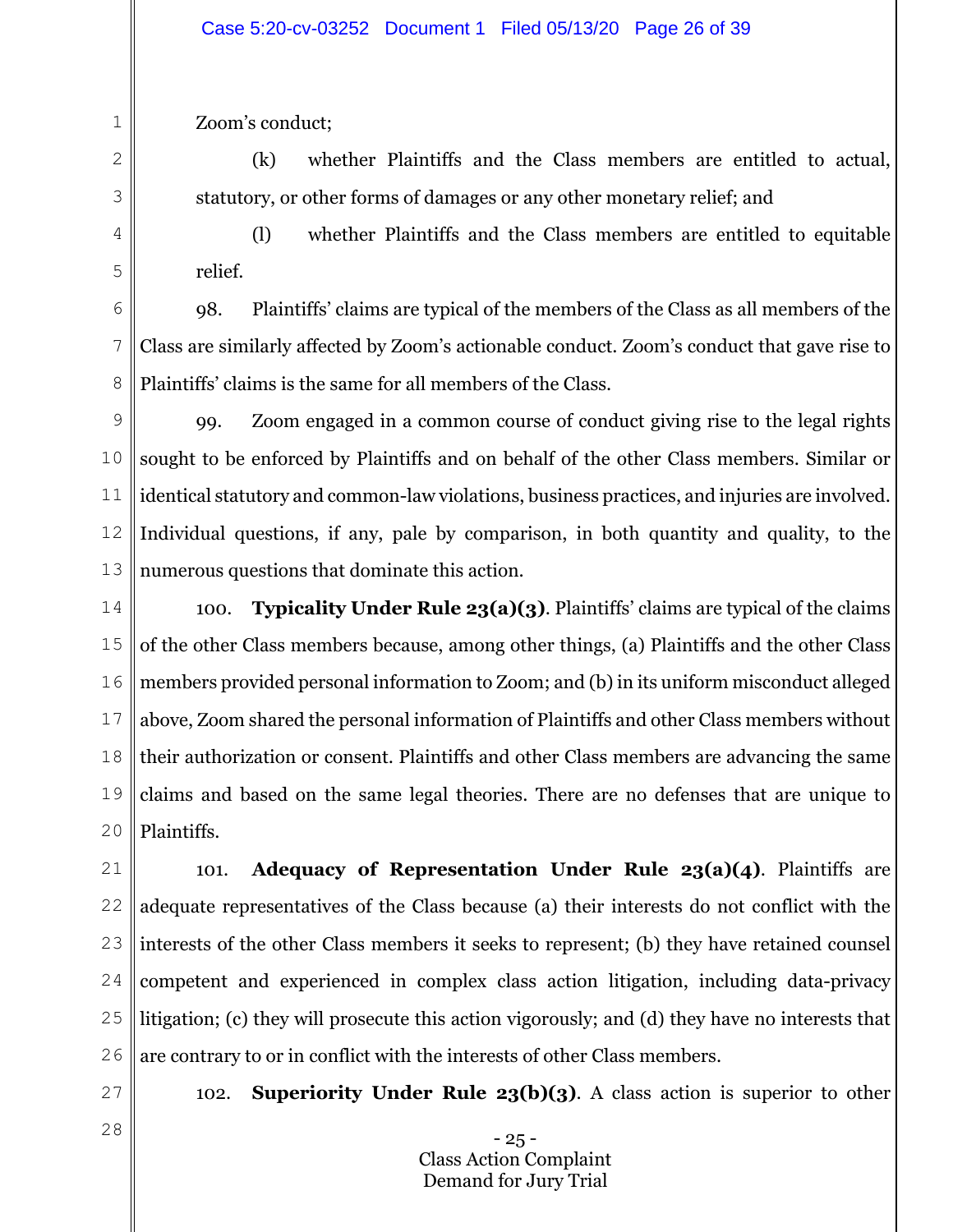Zoom's conduct;

(k) whether Plaintiffs and the Class members are entitled to actual, statutory, or other forms of damages or any other monetary relief; and

(l) whether Plaintiffs and the Class members are entitled to equitable relief.

98. Plaintiffs' claims are typical of the members of the Class as all members of the Class are similarly affected by Zoom's actionable conduct. Zoom's conduct that gave rise to Plaintiffs' claims is the same for all members of the Class.

99. Zoom engaged in a common course of conduct giving rise to the legal rights sought to be enforced by Plaintiffs and on behalf of the other Class members. Similar or identical statutory and common-law violations, business practices, and injuries are involved. Individual questions, if any, pale by comparison, in both quantity and quality, to the numerous questions that dominate this action.

100. **Typicality Under Rule 23(a)(3)**. Plaintiffs' claims are typical of the claims of the other Class members because, among other things, (a) Plaintiffs and the other Class members provided personal information to Zoom; and (b) in its uniform misconduct alleged above, Zoom shared the personal information of Plaintiffs and other Class members without their authorization or consent. Plaintiffs and other Class members are advancing the same claims and based on the same legal theories. There are no defenses that are unique to Plaintiffs.

101. **Adequacy of Representation Under Rule 23(a)(4)**. Plaintiffs are adequate representatives of the Class because (a) their interests do not conflict with the interests of the other Class members it seeks to represent; (b) they have retained counsel competent and experienced in complex class action litigation, including data-privacy litigation; (c) they will prosecute this action vigorously; and (d) they have no interests that are contrary to or in conflict with the interests of other Class members.

102. **Superiority Under Rule 23(b)(3)**. A class action is superior to other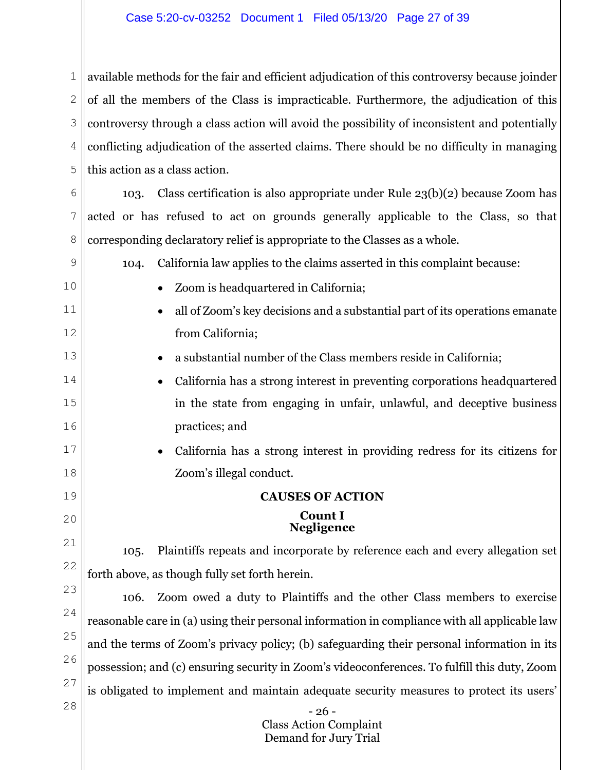available methods for the fair and efficient adjudication of this controversy because joinder of all the members of the Class is impracticable. Furthermore, the adjudication of this controversy through a class action will avoid the possibility of inconsistent and potentially conflicting adjudication of the asserted claims. There should be no difficulty in managing this action as a class action.

103. Class certification is also appropriate under Rule 23(b)(2) because Zoom has acted or has refused to act on grounds generally applicable to the Class, so that corresponding declaratory relief is appropriate to the Classes as a whole.

104. California law applies to the claims asserted in this complaint because:

- Zoom is headquartered in California;
- all of Zoom's key decisions and a substantial part of its operations emanate from California;
- a substantial number of the Class members reside in California;
- California has a strong interest in preventing corporations headquartered in the state from engaging in unfair, unlawful, and deceptive business practices; and
- California has a strong interest in providing redress for its citizens for Zoom's illegal conduct.

## CAUSES OF ACTION

### Count I
### Negligence

105. Plaintiffs repeats and incorporate by reference each and every allegation set forth above, as though fully set forth herein.

106. Zoom owed a duty to Plaintiffs and the other Class members to exercise reasonable care in (a) using their personal information in compliance with all applicable law and the terms of Zoom's privacy policy; (b) safeguarding their personal information in its possession; and (c) ensuring security in Zoom's videoconferences. To fulfill this duty, Zoom is obligated to implement and maintain adequate security measures to protect its users'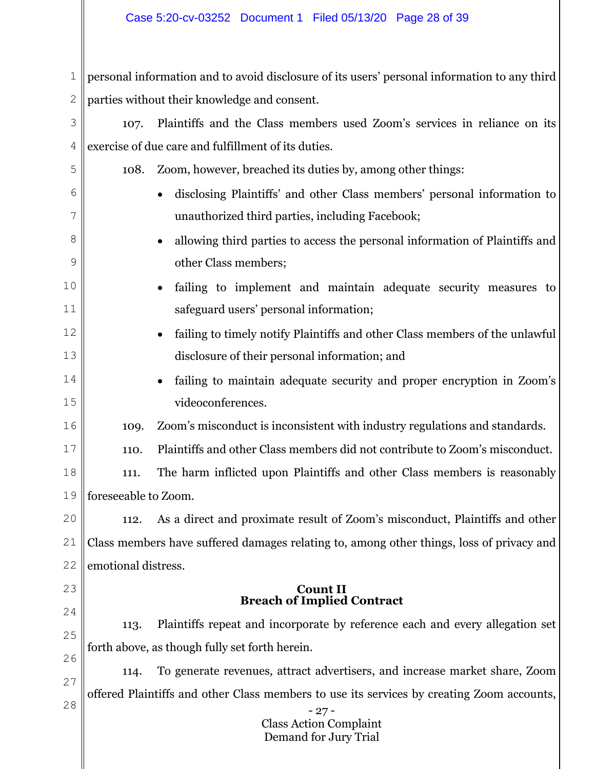personal information and to avoid disclosure of its users' personal information to any third parties without their knowledge and consent.

107. Plaintiffs and the Class members used Zoom's services in reliance on its exercise of due care and fulfillment of its duties.

108. Zoom, however, breached its duties by, among other things:

- disclosing Plaintiffs' and other Class members' personal information to unauthorized third parties, including Facebook;
- allowing third parties to access the personal information of Plaintiffs and other Class members;
- failing to implement and maintain adequate security measures to safeguard users' personal information;
- failing to timely notify Plaintiffs and other Class members of the unlawful disclosure of their personal information; and
- failing to maintain adequate security and proper encryption in Zoom's videoconferences.

109. Zoom's misconduct is inconsistent with industry regulations and standards.

110. Plaintiffs and other Class members did not contribute to Zoom's misconduct.

111. The harm inflicted upon Plaintiffs and other Class members is reasonably foreseeable to Zoom.

112. As a direct and proximate result of Zoom's misconduct, Plaintiffs and other Class members have suffered damages relating to, among other things, loss of privacy and emotional distress.

## Count II
## Breach of Implied Contract

113. Plaintiffs repeat and incorporate by reference each and every allegation set forth above, as though fully set forth herein.

114. To generate revenues, attract advertisers, and increase market share, Zoom offered Plaintiffs and other Class members to use its services by creating Zoom accounts,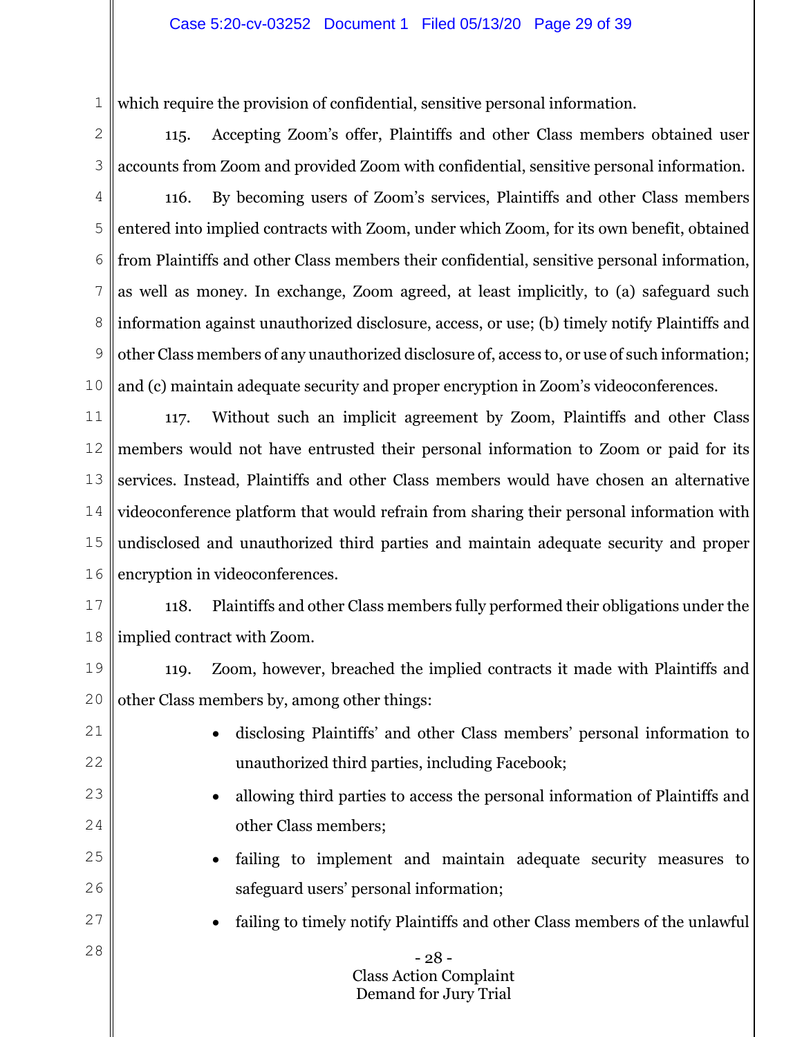which require the provision of confidential, sensitive personal information.

115. Accepting Zoom's offer, Plaintiffs and other Class members obtained user accounts from Zoom and provided Zoom with confidential, sensitive personal information.

116. By becoming users of Zoom's services, Plaintiffs and other Class members entered into implied contracts with Zoom, under which Zoom, for its own benefit, obtained from Plaintiffs and other Class members their confidential, sensitive personal information, as well as money. In exchange, Zoom agreed, at least implicitly, to (a) safeguard such information against unauthorized disclosure, access, or use; (b) timely notify Plaintiffs and other Class members of any unauthorized disclosure of, access to, or use of such information; and (c) maintain adequate security and proper encryption in Zoom's videoconferences.

117. Without such an implicit agreement by Zoom, Plaintiffs and other Class members would not have entrusted their personal information to Zoom or paid for its services. Instead, Plaintiffs and other Class members would have chosen an alternative videoconference platform that would refrain from sharing their personal information with undisclosed and unauthorized third parties and maintain adequate security and proper encryption in videoconferences.

118. Plaintiffs and other Class members fully performed their obligations under the implied contract with Zoom.

119. Zoom, however, breached the implied contracts it made with Plaintiffs and other Class members by, among other things:

- disclosing Plaintiffs' and other Class members' personal information to unauthorized third parties, including Facebook;
- allowing third parties to access the personal information of Plaintiffs and other Class members;
- failing to implement and maintain adequate security measures to safeguard users' personal information;
- failing to timely notify Plaintiffs and other Class members of the unlawful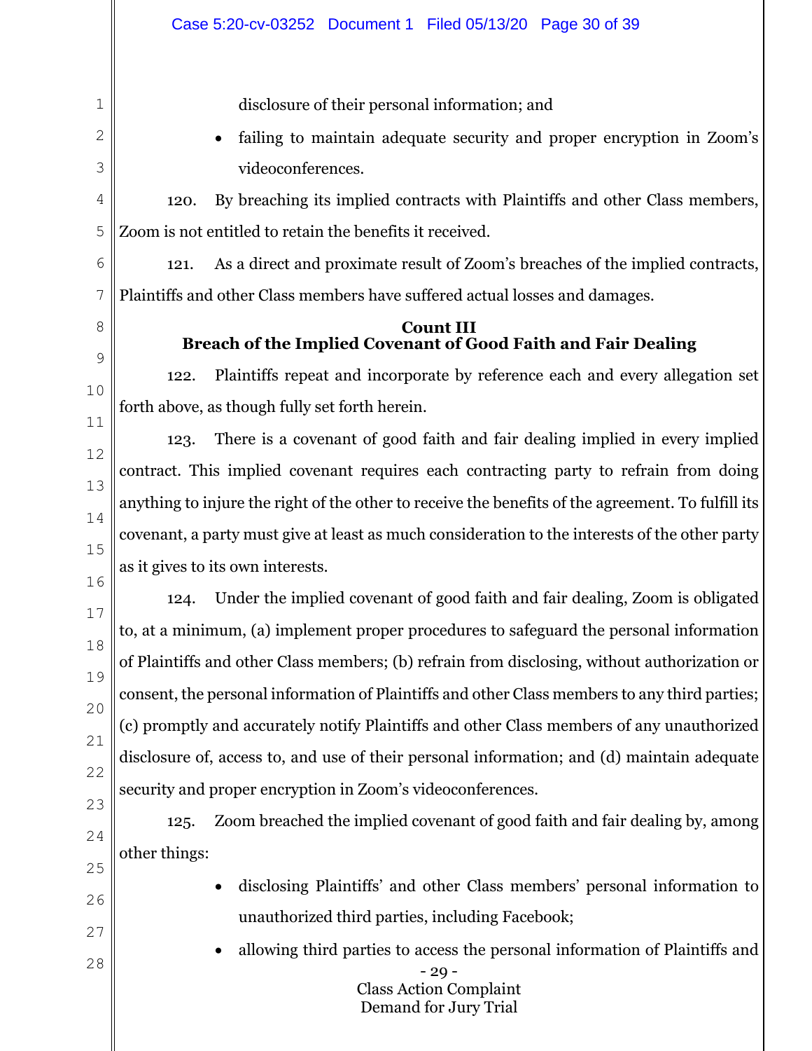disclosure of their personal information; and

- failing to maintain adequate security and proper encryption in Zoom's videoconferences.

120. By breaching its implied contracts with Plaintiffs and other Class members, Zoom is not entitled to retain the benefits it received.

121. As a direct and proximate result of Zoom's breaches of the implied contracts, Plaintiffs and other Class members have suffered actual losses and damages.

**Count III**
**Breach of the Implied Covenant of Good Faith and Fair Dealing**

122. Plaintiffs repeat and incorporate by reference each and every allegation set forth above, as though fully set forth herein.

123. There is a covenant of good faith and fair dealing implied in every implied contract. This implied covenant requires each contracting party to refrain from doing anything to injure the right of the other to receive the benefits of the agreement. To fulfill its covenant, a party must give at least as much consideration to the interests of the other party as it gives to its own interests.

124. Under the implied covenant of good faith and fair dealing, Zoom is obligated to, at a minimum, (a) implement proper procedures to safeguard the personal information of Plaintiffs and other Class members; (b) refrain from disclosing, without authorization or consent, the personal information of Plaintiffs and other Class members to any third parties; (c) promptly and accurately notify Plaintiffs and other Class members of any unauthorized disclosure of, access to, and use of their personal information; and (d) maintain adequate security and proper encryption in Zoom's videoconferences.

125. Zoom breached the implied covenant of good faith and fair dealing by, among other things:

- disclosing Plaintiffs' and other Class members' personal information to unauthorized third parties, including Facebook;
- allowing third parties to access the personal information of Plaintiffs and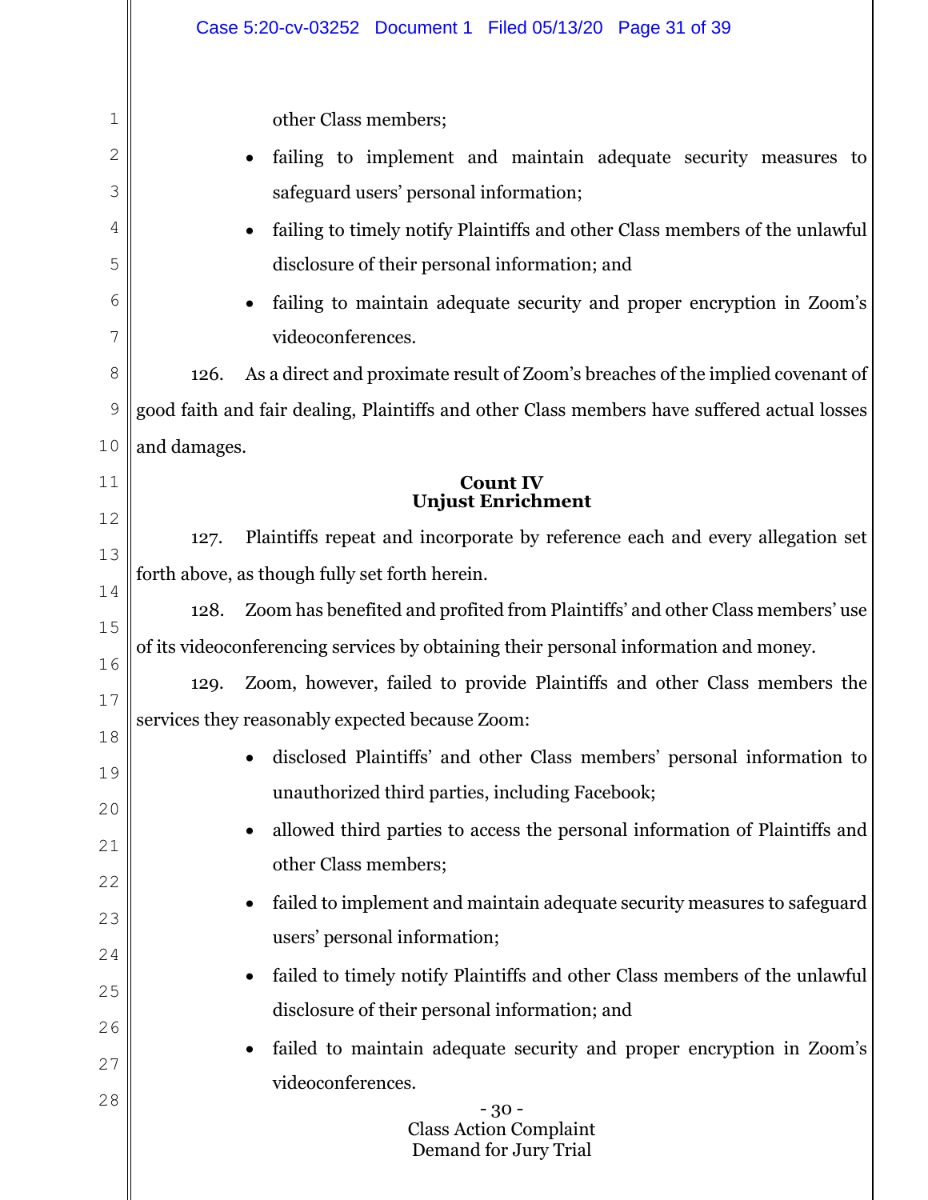other Class members;

- failing to implement and maintain adequate security measures to safeguard users' personal information;
- failing to timely notify Plaintiffs and other Class members of the unlawful disclosure of their personal information; and
- failing to maintain adequate security and proper encryption in Zoom's videoconferences.

126. As a direct and proximate result of Zoom's breaches of the implied covenant of good faith and fair dealing, Plaintiffs and other Class members have suffered actual losses and damages.

**Count IV**
**Unjust Enrichment**

127. Plaintiffs repeat and incorporate by reference each and every allegation set forth above, as though fully set forth herein.

128. Zoom has benefited and profited from Plaintiffs' and other Class members' use of its videoconferencing services by obtaining their personal information and money.

129. Zoom, however, failed to provide Plaintiffs and other Class members the services they reasonably expected because Zoom:

- disclosed Plaintiffs' and other Class members' personal information to unauthorized third parties, including Facebook;
- allowed third parties to access the personal information of Plaintiffs and other Class members;
- failed to implement and maintain adequate security measures to safeguard users' personal information;
- failed to timely notify Plaintiffs and other Class members of the unlawful disclosure of their personal information; and
- failed to maintain adequate security and proper encryption in Zoom's videoconferences.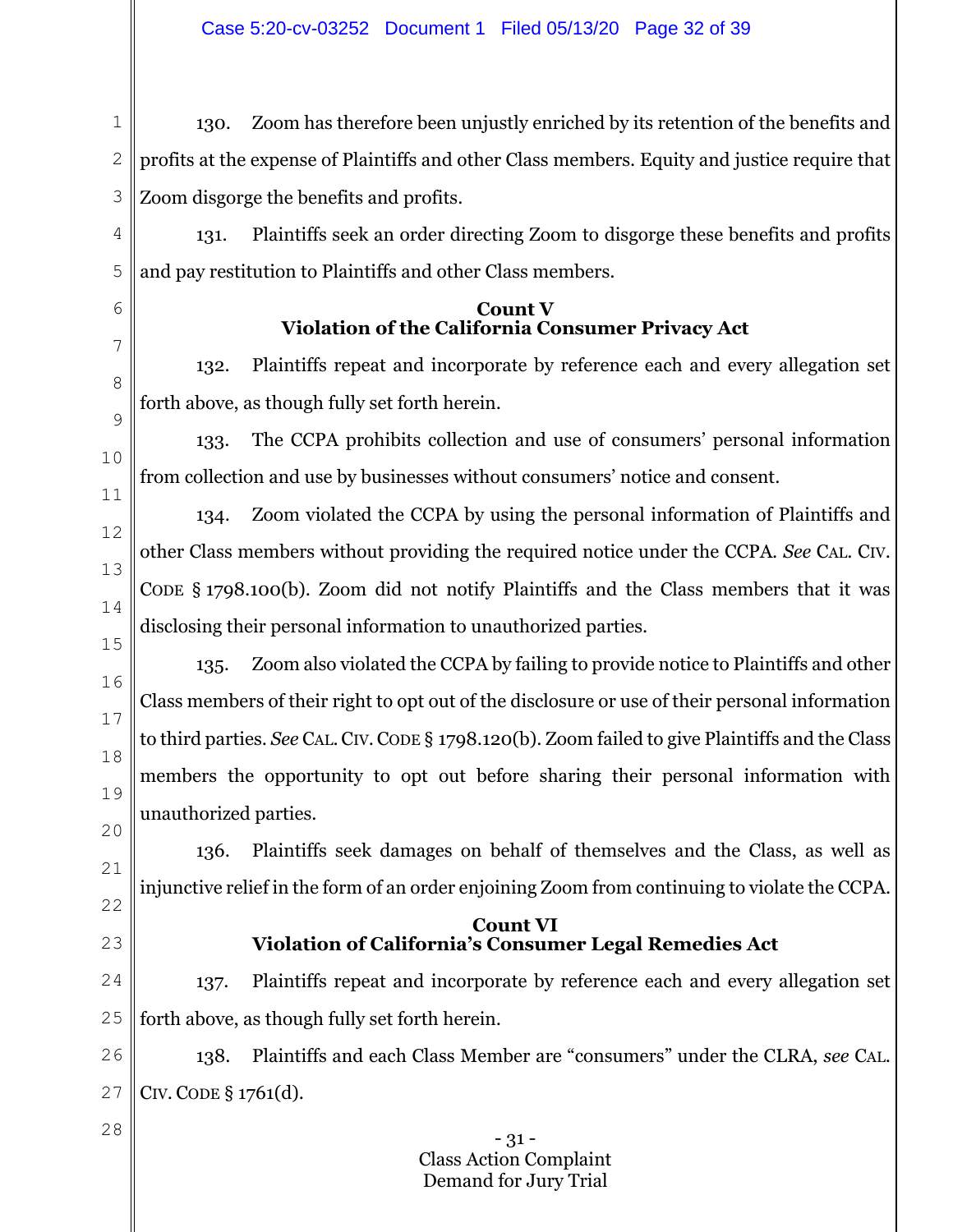130. Zoom has therefore been unjustly enriched by its retention of the benefits and profits at the expense of Plaintiffs and other Class members. Equity and justice require that Zoom disgorge the benefits and profits.

131. Plaintiffs seek an order directing Zoom to disgorge these benefits and profits and pay restitution to Plaintiffs and other Class members.

**Count V**
**Violation of the California Consumer Privacy Act**

132. Plaintiffs repeat and incorporate by reference each and every allegation set forth above, as though fully set forth herein.

133. The CCPA prohibits collection and use of consumers' personal information from collection and use by businesses without consumers' notice and consent.

134. Zoom violated the CCPA by using the personal information of Plaintiffs and other Class members without providing the required notice under the CCPA. *See* CAL. CIV. CODE § 1798.100(b). Zoom did not notify Plaintiffs and the Class members that it was disclosing their personal information to unauthorized parties.

135. Zoom also violated the CCPA by failing to provide notice to Plaintiffs and other Class members of their right to opt out of the disclosure or use of their personal information to third parties. *See* CAL. CIV. CODE § 1798.120(b). Zoom failed to give Plaintiffs and the Class members the opportunity to opt out before sharing their personal information with unauthorized parties.

136. Plaintiffs seek damages on behalf of themselves and the Class, as well as injunctive relief in the form of an order enjoining Zoom from continuing to violate the CCPA.

**Count VI**
**Violation of California's Consumer Legal Remedies Act**

137. Plaintiffs repeat and incorporate by reference each and every allegation set forth above, as though fully set forth herein.

138. Plaintiffs and each Class Member are "consumers" under the CLRA, *see* CAL. CIV. CODE § 1761(d).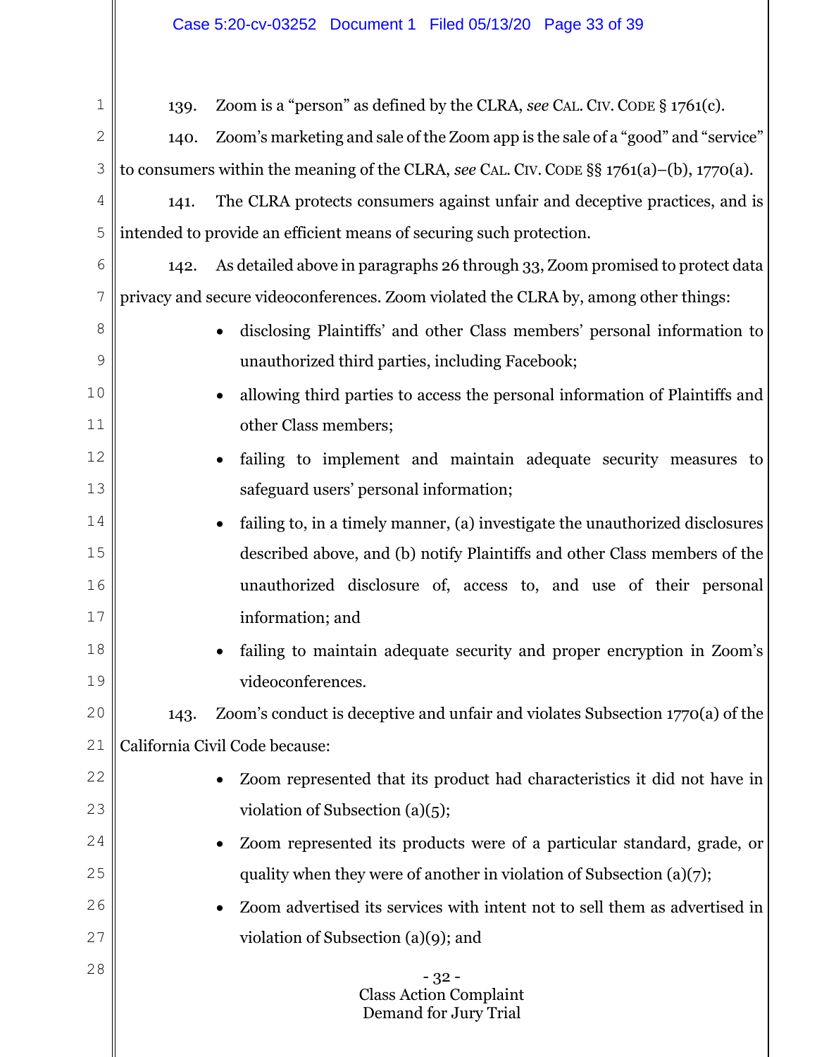139. Zoom is a "person" as defined by the CLRA, *see* CAL. CIV. CODE § 1761(c).

140. Zoom's marketing and sale of the Zoom app is the sale of a "good" and "service" to consumers within the meaning of the CLRA, *see* CAL. CIV. CODE §§ 1761(a)–(b), 1770(a).

141. The CLRA protects consumers against unfair and deceptive practices, and is intended to provide an efficient means of securing such protection.

142. As detailed above in paragraphs 26 through 33, Zoom promised to protect data privacy and secure videoconferences. Zoom violated the CLRA by, among other things:

- disclosing Plaintiffs' and other Class members' personal information to unauthorized third parties, including Facebook;
- allowing third parties to access the personal information of Plaintiffs and other Class members;
- failing to implement and maintain adequate security measures to safeguard users' personal information;
- failing to, in a timely manner, (a) investigate the unauthorized disclosures described above, and (b) notify Plaintiffs and other Class members of the unauthorized disclosure of, access to, and use of their personal information; and
- failing to maintain adequate security and proper encryption in Zoom's videoconferences.

143. Zoom's conduct is deceptive and unfair and violates Subsection 1770(a) of the California Civil Code because:

- Zoom represented that its product had characteristics it did not have in violation of Subsection (a)(5);
- Zoom represented its products were of a particular standard, grade, or quality when they were of another in violation of Subsection (a)(7);
- Zoom advertised its services with intent not to sell them as advertised in violation of Subsection (a)(9); and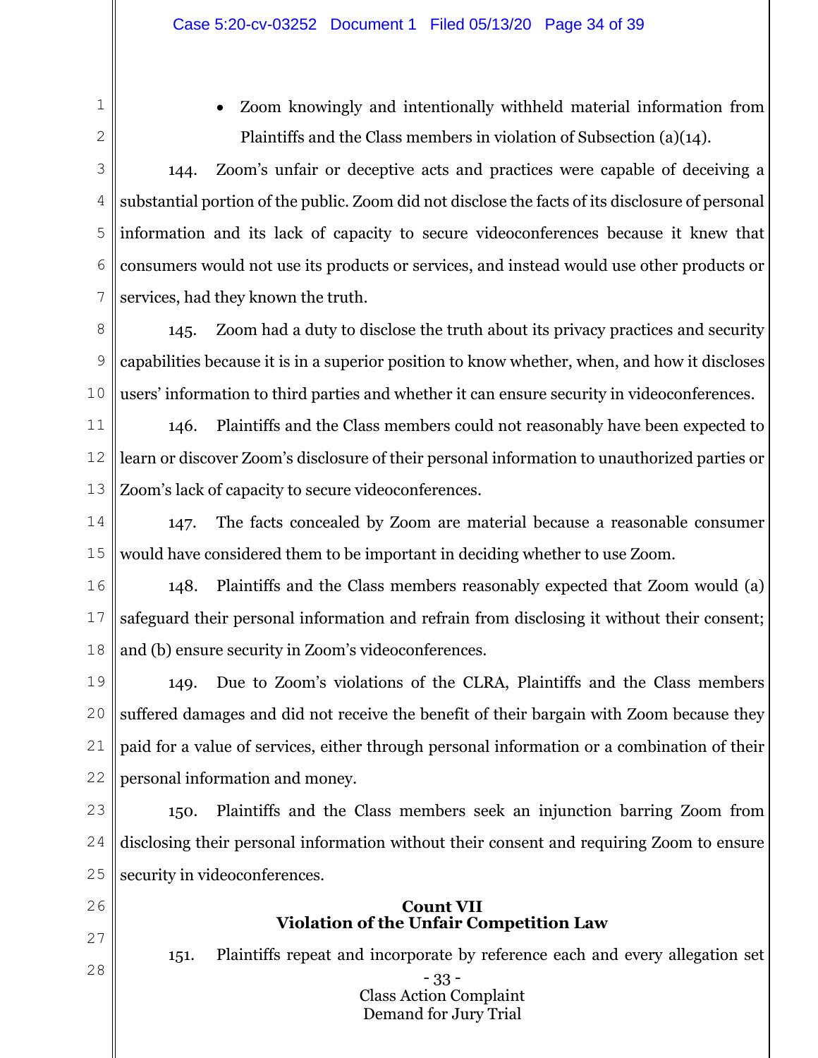- Zoom knowingly and intentionally withheld material information from Plaintiffs and the Class members in violation of Subsection (a)(14).

144. Zoom's unfair or deceptive acts and practices were capable of deceiving a substantial portion of the public. Zoom did not disclose the facts of its disclosure of personal information and its lack of capacity to secure videoconferences because it knew that consumers would not use its products or services, and instead would use other products or services, had they known the truth.

145. Zoom had a duty to disclose the truth about its privacy practices and security capabilities because it is in a superior position to know whether, when, and how it discloses users' information to third parties and whether it can ensure security in videoconferences.

146. Plaintiffs and the Class members could not reasonably have been expected to learn or discover Zoom's disclosure of their personal information to unauthorized parties or Zoom's lack of capacity to secure videoconferences.

147. The facts concealed by Zoom are material because a reasonable consumer would have considered them to be important in deciding whether to use Zoom.

148. Plaintiffs and the Class members reasonably expected that Zoom would (a) safeguard their personal information and refrain from disclosing it without their consent; and (b) ensure security in Zoom's videoconferences.

149. Due to Zoom's violations of the CLRA, Plaintiffs and the Class members suffered damages and did not receive the benefit of their bargain with Zoom because they paid for a value of services, either through personal information or a combination of their personal information and money.

150. Plaintiffs and the Class members seek an injunction barring Zoom from disclosing their personal information without their consent and requiring Zoom to ensure security in videoconferences.

## Count VII
## Violation of the Unfair Competition Law

151. Plaintiffs repeat and incorporate by reference each and every allegation set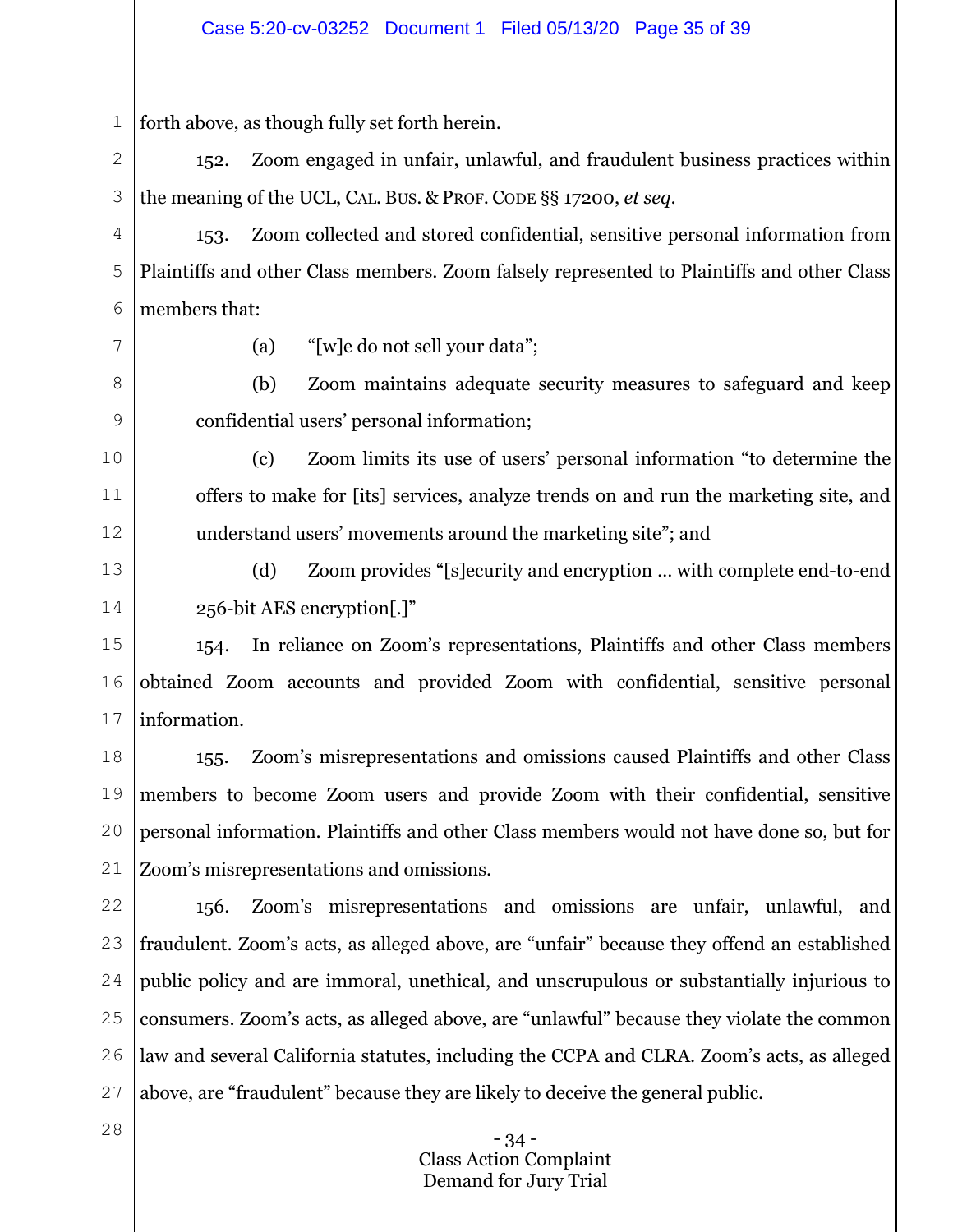forth above, as though fully set forth herein.

152. Zoom engaged in unfair, unlawful, and fraudulent business practices within the meaning of the UCL, CAL. BUS. & PROF. CODE §§ 17200, *et seq*.

153. Zoom collected and stored confidential, sensitive personal information from Plaintiffs and other Class members. Zoom falsely represented to Plaintiffs and other Class members that:

(a) "[w]e do not sell your data";

(b) Zoom maintains adequate security measures to safeguard and keep confidential users' personal information;

(c) Zoom limits its use of users' personal information "to determine the offers to make for [its] services, analyze trends on and run the marketing site, and understand users' movements around the marketing site"; and

(d) Zoom provides "[s]ecurity and encryption … with complete end-to-end 256-bit AES encryption[.]"

154. In reliance on Zoom's representations, Plaintiffs and other Class members obtained Zoom accounts and provided Zoom with confidential, sensitive personal information.

155. Zoom's misrepresentations and omissions caused Plaintiffs and other Class members to become Zoom users and provide Zoom with their confidential, sensitive personal information. Plaintiffs and other Class members would not have done so, but for Zoom's misrepresentations and omissions.

156. Zoom's misrepresentations and omissions are unfair, unlawful, and fraudulent. Zoom's acts, as alleged above, are "unfair" because they offend an established public policy and are immoral, unethical, and unscrupulous or substantially injurious to consumers. Zoom's acts, as alleged above, are "unlawful" because they violate the common law and several California statutes, including the CCPA and CLRA. Zoom's acts, as alleged above, are "fraudulent" because they are likely to deceive the general public.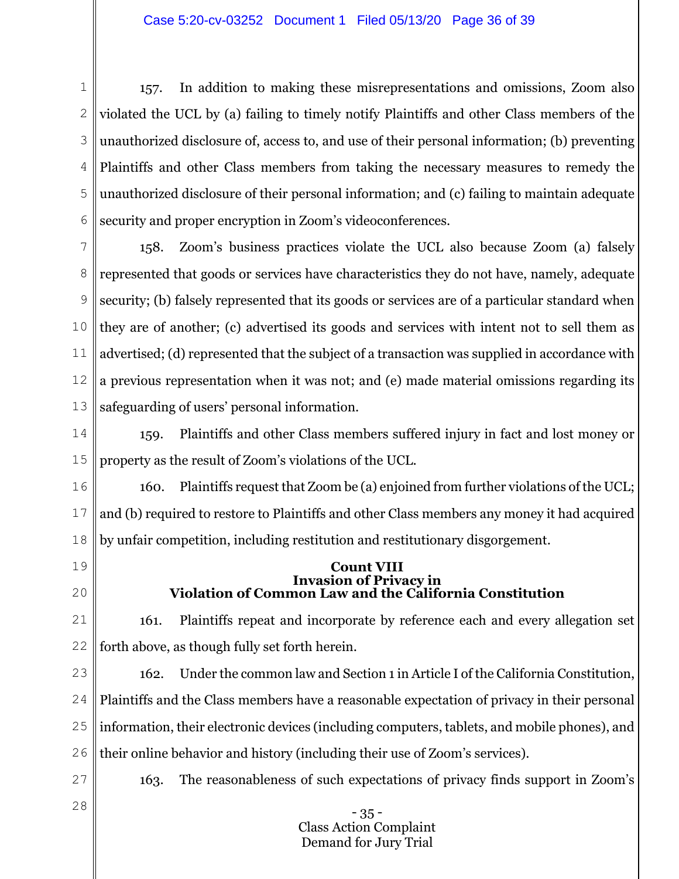157. In addition to making these misrepresentations and omissions, Zoom also violated the UCL by (a) failing to timely notify Plaintiffs and other Class members of the unauthorized disclosure of, access to, and use of their personal information; (b) preventing Plaintiffs and other Class members from taking the necessary measures to remedy the unauthorized disclosure of their personal information; and (c) failing to maintain adequate security and proper encryption in Zoom's videoconferences.

158. Zoom's business practices violate the UCL also because Zoom (a) falsely represented that goods or services have characteristics they do not have, namely, adequate security; (b) falsely represented that its goods or services are of a particular standard when they are of another; (c) advertised its goods and services with intent not to sell them as advertised; (d) represented that the subject of a transaction was supplied in accordance with a previous representation when it was not; and (e) made material omissions regarding its safeguarding of users' personal information.

159. Plaintiffs and other Class members suffered injury in fact and lost money or property as the result of Zoom's violations of the UCL.

160. Plaintiffs request that Zoom be (a) enjoined from further violations of the UCL; and (b) required to restore to Plaintiffs and other Class members any money it had acquired by unfair competition, including restitution and restitutionary disgorgement.

### Count VIII
### Invasion of Privacy in Violation of Common Law and the California Constitution

161. Plaintiffs repeat and incorporate by reference each and every allegation set forth above, as though fully set forth herein.

162. Under the common law and Section 1 in Article I of the California Constitution, Plaintiffs and the Class members have a reasonable expectation of privacy in their personal information, their electronic devices (including computers, tablets, and mobile phones), and their online behavior and history (including their use of Zoom's services).

163. The reasonableness of such expectations of privacy finds support in Zoom's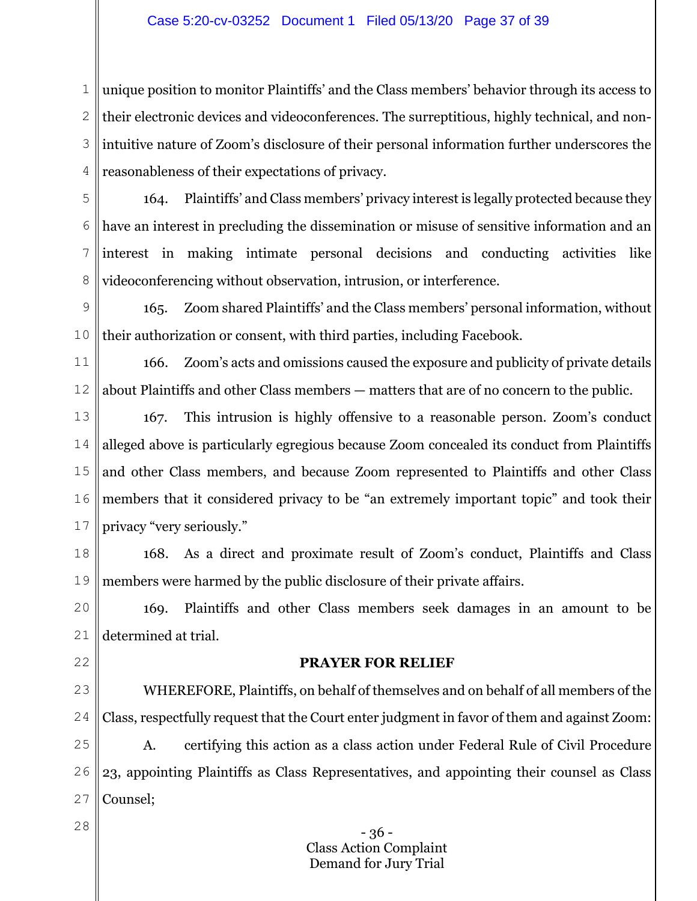unique position to monitor Plaintiffs' and the Class members' behavior through its access to their electronic devices and videoconferences. The surreptitious, highly technical, and non-intuitive nature of Zoom's disclosure of their personal information further underscores the reasonableness of their expectations of privacy.

164. Plaintiffs' and Class members' privacy interest is legally protected because they have an interest in precluding the dissemination or misuse of sensitive information and an interest in making intimate personal decisions and conducting activities like videoconferencing without observation, intrusion, or interference.

165. Zoom shared Plaintiffs' and the Class members' personal information, without their authorization or consent, with third parties, including Facebook.

166. Zoom's acts and omissions caused the exposure and publicity of private details about Plaintiffs and other Class members — matters that are of no concern to the public.

167. This intrusion is highly offensive to a reasonable person. Zoom's conduct alleged above is particularly egregious because Zoom concealed its conduct from Plaintiffs and other Class members, and because Zoom represented to Plaintiffs and other Class members that it considered privacy to be "an extremely important topic" and took their privacy "very seriously."

168. As a direct and proximate result of Zoom's conduct, Plaintiffs and Class members were harmed by the public disclosure of their private affairs.

169. Plaintiffs and other Class members seek damages in an amount to be determined at trial.

## PRAYER FOR RELIEF

WHEREFORE, Plaintiffs, on behalf of themselves and on behalf of all members of the Class, respectfully request that the Court enter judgment in favor of them and against Zoom:

A. certifying this action as a class action under Federal Rule of Civil Procedure 23, appointing Plaintiffs as Class Representatives, and appointing their counsel as Class Counsel;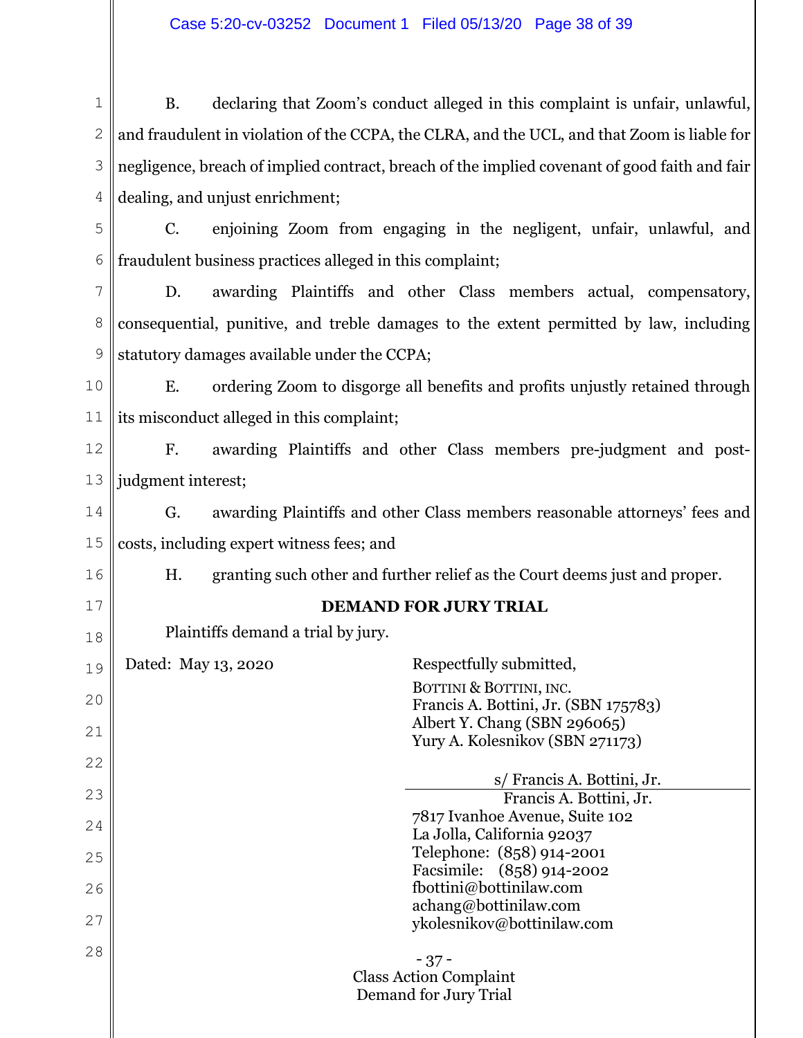B. declaring that Zoom's conduct alleged in this complaint is unfair, unlawful, and fraudulent in violation of the CCPA, the CLRA, and the UCL, and that Zoom is liable for negligence, breach of implied contract, breach of the implied covenant of good faith and fair dealing, and unjust enrichment;

C. enjoining Zoom from engaging in the negligent, unfair, unlawful, and fraudulent business practices alleged in this complaint;

D. awarding Plaintiffs and other Class members actual, compensatory, consequential, punitive, and treble damages to the extent permitted by law, including statutory damages available under the CCPA;

E. ordering Zoom to disgorge all benefits and profits unjustly retained through its misconduct alleged in this complaint;

F. awarding Plaintiffs and other Class members pre-judgment and post-judgment interest;

G. awarding Plaintiffs and other Class members reasonable attorneys' fees and costs, including expert witness fees; and

H. granting such other and further relief as the Court deems just and proper.

**DEMAND FOR JURY TRIAL**

Plaintiffs demand a trial by jury.

Dated: May 13, 2020

Respectfully submitted,

BOTTINI & BOTTINI, INC.
Francis A. Bottini, Jr. (SBN 175783)
Albert Y. Chang (SBN 296065)
Yury A. Kolesnikov (SBN 271173)

s/ Francis A. Bottini, Jr.
Francis A. Bottini, Jr.
7817 Ivanhoe Avenue, Suite 102
La Jolla, California 92037
Telephone: (858) 914-2001
Facsimile: (858) 914-2002
fbottini@bottinilaw.com
achang@bottinilaw.com
ykolesnikov@bottinilaw.com

Class Action Complaint
Demand for Jury Trial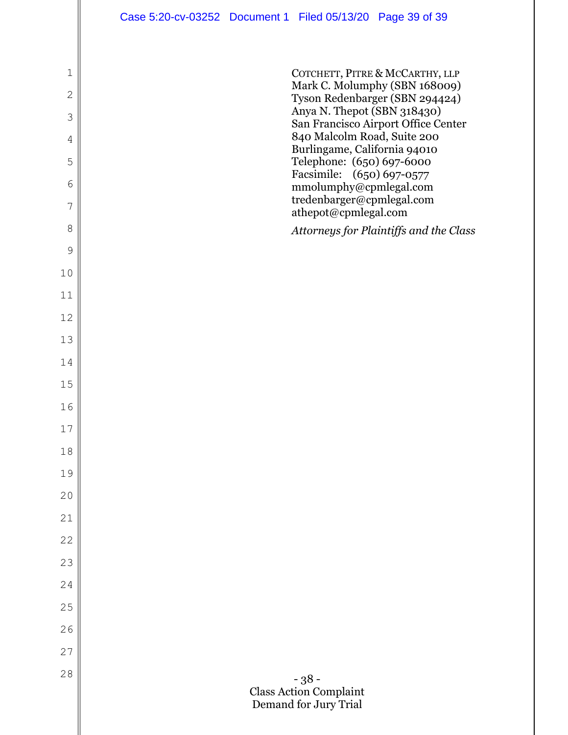COTCHETT, PITRE & MCCARTHY, LLP
Mark C. Molumphy (SBN 168009)
Tyson Redenbarger (SBN 294424)
Anya N. Thepot (SBN 318430)
San Francisco Airport Office Center
840 Malcolm Road, Suite 200
Burlingame, California 94010
Telephone: (650) 697-6000
Facsimile: (650) 697-0577
mmolumphy@cpmlegal.com
tredenbarger@cpmlegal.com
athepot@cpmlegal.com

*Attorneys for Plaintiffs and the Class*